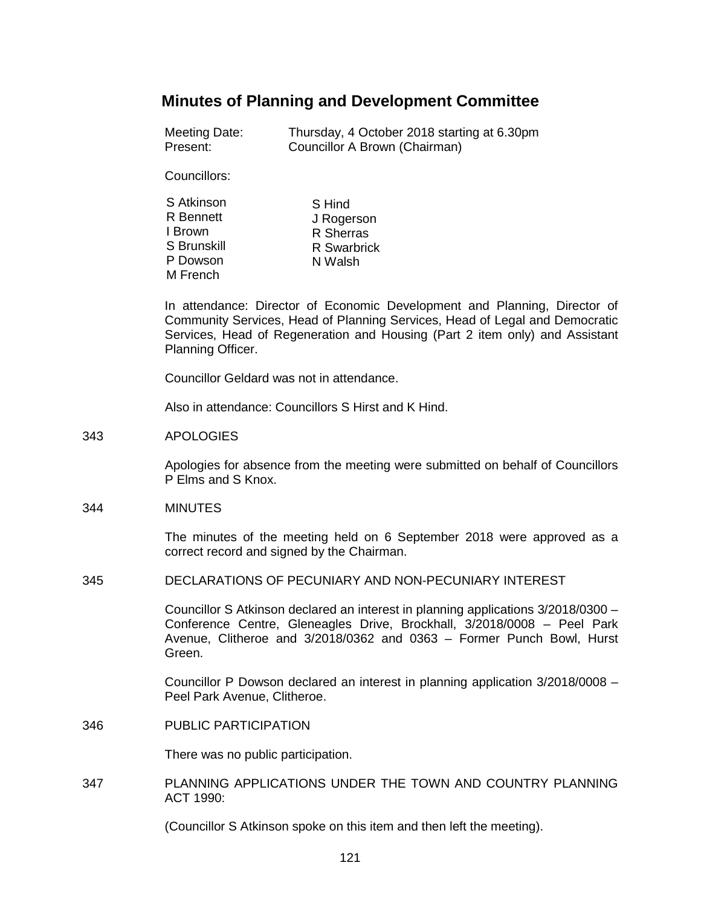# Minutes of Planning and Development Committee

Meeting Date: Thursday, 4 October 2018 starting at 6.30pm
Present: Councillor A Brown (Chairman)

Councillors:

S Atkinson
R Bennett
I Brown
S Brunskill
P Dowson
M French
S Hind
J Rogerson
R Sherras
R Swarbrick
N Walsh

In attendance: Director of Economic Development and Planning, Director of Community Services, Head of Planning Services, Head of Legal and Democratic Services, Head of Regeneration and Housing (Part 2 item only) and Assistant Planning Officer.

Councillor Geldard was not in attendance.

Also in attendance: Councillors S Hirst and K Hind.

## 343 APOLOGIES

Apologies for absence from the meeting were submitted on behalf of Councillors P Elms and S Knox.

## 344 MINUTES

The minutes of the meeting held on 6 September 2018 were approved as a correct record and signed by the Chairman.

## 345 DECLARATIONS OF PECUNIARY AND NON-PECUNIARY INTEREST

Councillor S Atkinson declared an interest in planning applications 3/2018/0300 – Conference Centre, Gleneagles Drive, Brockhall, 3/2018/0008 – Peel Park Avenue, Clitheroe and 3/2018/0362 and 0363 – Former Punch Bowl, Hurst Green.

Councillor P Dowson declared an interest in planning application 3/2018/0008 – Peel Park Avenue, Clitheroe.

## 346 PUBLIC PARTICIPATION

There was no public participation.

## 347 PLANNING APPLICATIONS UNDER THE TOWN AND COUNTRY PLANNING ACT 1990:

(Councillor S Atkinson spoke on this item and then left the meeting).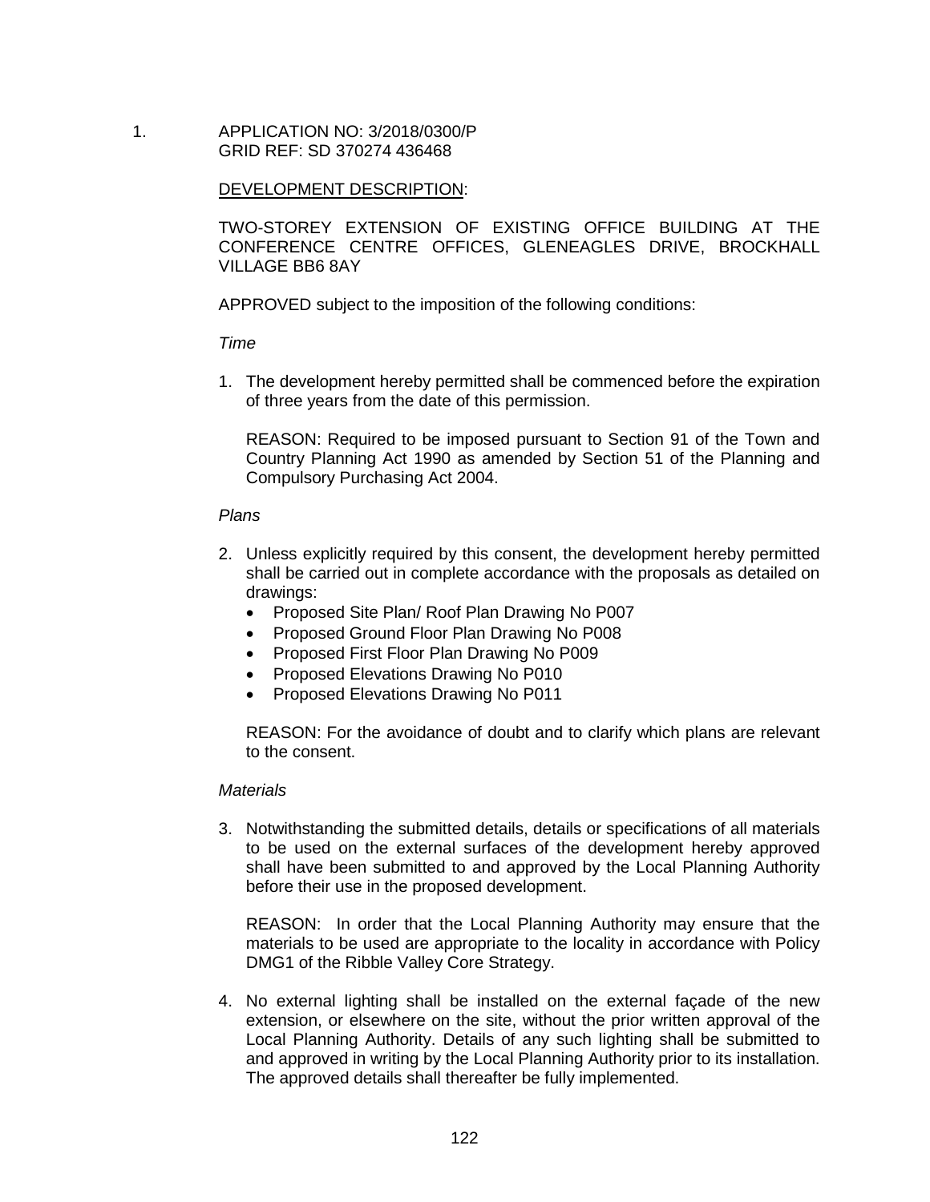1. APPLICATION NO: 3/2018/0300/P
   GRID REF: SD 370274 436468

<u>DEVELOPMENT DESCRIPTION</u>:

TWO-STOREY EXTENSION OF EXISTING OFFICE BUILDING AT THE CONFERENCE CENTRE OFFICES, GLENEAGLES DRIVE, BROCKHALL VILLAGE BB6 8AY

APPROVED subject to the imposition of the following conditions:

*Time*

1. The development hereby permitted shall be commenced before the expiration of three years from the date of this permission.

   REASON: Required to be imposed pursuant to Section 91 of the Town and Country Planning Act 1990 as amended by Section 51 of the Planning and Compulsory Purchasing Act 2004.

*Plans*

2. Unless explicitly required by this consent, the development hereby permitted shall be carried out in complete accordance with the proposals as detailed on drawings:
   - Proposed Site Plan/ Roof Plan Drawing No P007
   - Proposed Ground Floor Plan Drawing No P008
   - Proposed First Floor Plan Drawing No P009
   - Proposed Elevations Drawing No P010
   - Proposed Elevations Drawing No P011

   REASON: For the avoidance of doubt and to clarify which plans are relevant to the consent.

*Materials*

3. Notwithstanding the submitted details, details or specifications of all materials to be used on the external surfaces of the development hereby approved shall have been submitted to and approved by the Local Planning Authority before their use in the proposed development.

   REASON: In order that the Local Planning Authority may ensure that the materials to be used are appropriate to the locality in accordance with Policy DMG1 of the Ribble Valley Core Strategy.

4. No external lighting shall be installed on the external façade of the new extension, or elsewhere on the site, without the prior written approval of the Local Planning Authority. Details of any such lighting shall be submitted to and approved in writing by the Local Planning Authority prior to its installation. The approved details shall thereafter be fully implemented.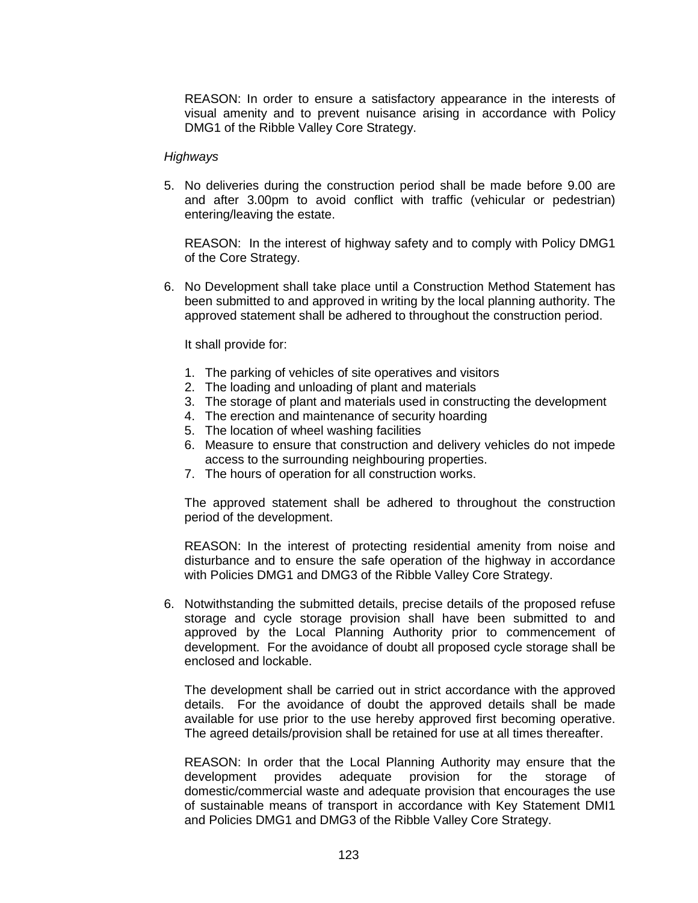REASON: In order to ensure a satisfactory appearance in the interests of visual amenity and to prevent nuisance arising in accordance with Policy DMG1 of the Ribble Valley Core Strategy.

*Highways*

5. No deliveries during the construction period shall be made before 9.00 are and after 3.00pm to avoid conflict with traffic (vehicular or pedestrian) entering/leaving the estate.

   REASON: In the interest of highway safety and to comply with Policy DMG1 of the Core Strategy.

6. No Development shall take place until a Construction Method Statement has been submitted to and approved in writing by the local planning authority. The approved statement shall be adhered to throughout the construction period.

   It shall provide for:

   1. The parking of vehicles of site operatives and visitors
   2. The loading and unloading of plant and materials
   3. The storage of plant and materials used in constructing the development
   4. The erection and maintenance of security hoarding
   5. The location of wheel washing facilities
   6. Measure to ensure that construction and delivery vehicles do not impede access to the surrounding neighbouring properties.
   7. The hours of operation for all construction works.

   The approved statement shall be adhered to throughout the construction period of the development.

   REASON: In the interest of protecting residential amenity from noise and disturbance and to ensure the safe operation of the highway in accordance with Policies DMG1 and DMG3 of the Ribble Valley Core Strategy.

6. Notwithstanding the submitted details, precise details of the proposed refuse storage and cycle storage provision shall have been submitted to and approved by the Local Planning Authority prior to commencement of development. For the avoidance of doubt all proposed cycle storage shall be enclosed and lockable.

   The development shall be carried out in strict accordance with the approved details. For the avoidance of doubt the approved details shall be made available for use prior to the use hereby approved first becoming operative. The agreed details/provision shall be retained for use at all times thereafter.

   REASON: In order that the Local Planning Authority may ensure that the development provides adequate provision for the storage of domestic/commercial waste and adequate provision that encourages the use of sustainable means of transport in accordance with Key Statement DMI1 and Policies DMG1 and DMG3 of the Ribble Valley Core Strategy.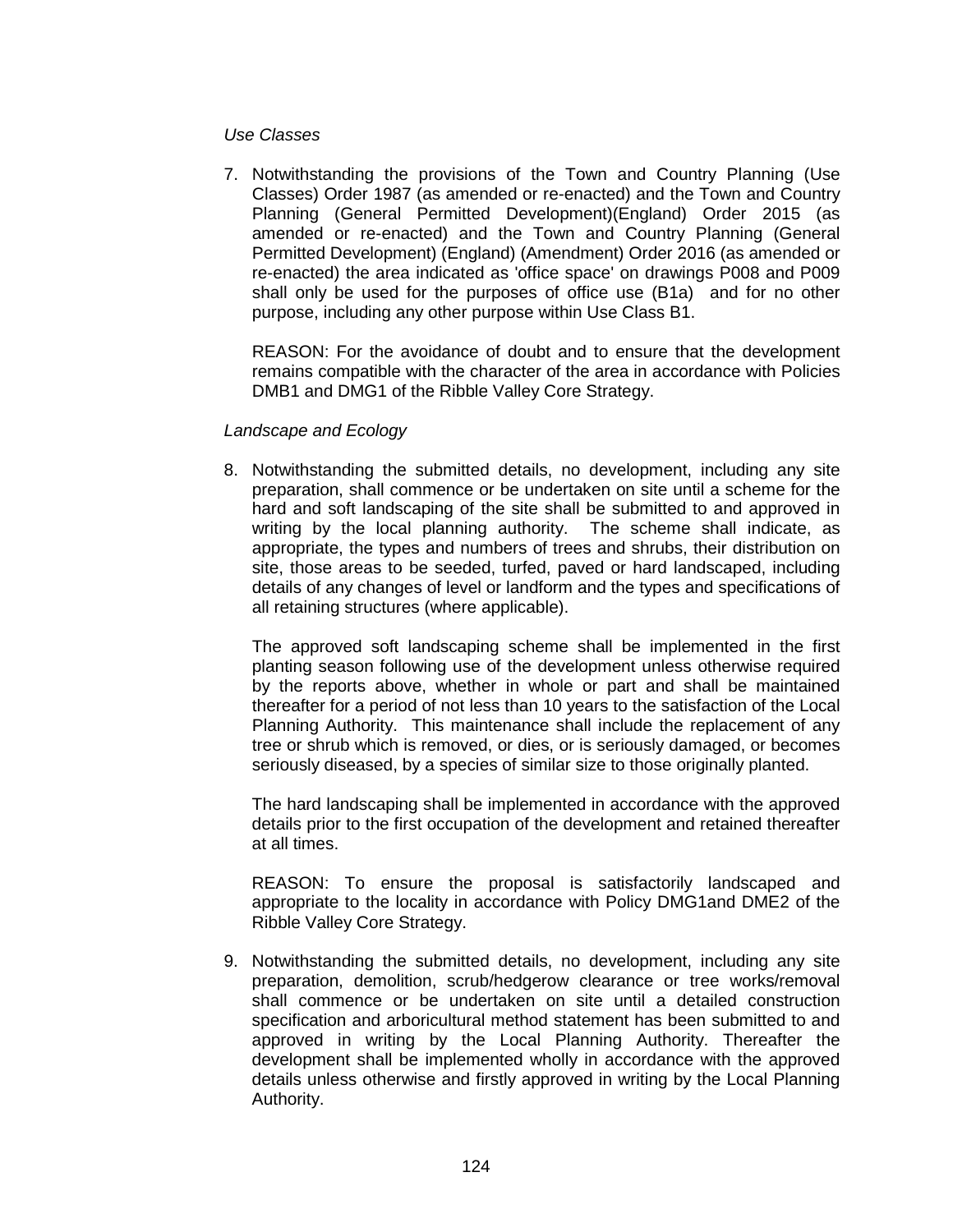*Use Classes*

7. Notwithstanding the provisions of the Town and Country Planning (Use Classes) Order 1987 (as amended or re-enacted) and the Town and Country Planning (General Permitted Development)(England) Order 2015 (as amended or re-enacted) and the Town and Country Planning (General Permitted Development) (England) (Amendment) Order 2016 (as amended or re-enacted) the area indicated as 'office space' on drawings P008 and P009 shall only be used for the purposes of office use (B1a) and for no other purpose, including any other purpose within Use Class B1.

   REASON: For the avoidance of doubt and to ensure that the development remains compatible with the character of the area in accordance with Policies DMB1 and DMG1 of the Ribble Valley Core Strategy.

*Landscape and Ecology*

8. Notwithstanding the submitted details, no development, including any site preparation, shall commence or be undertaken on site until a scheme for the hard and soft landscaping of the site shall be submitted to and approved in writing by the local planning authority. The scheme shall indicate, as appropriate, the types and numbers of trees and shrubs, their distribution on site, those areas to be seeded, turfed, paved or hard landscaped, including details of any changes of level or landform and the types and specifications of all retaining structures (where applicable).

   The approved soft landscaping scheme shall be implemented in the first planting season following use of the development unless otherwise required by the reports above, whether in whole or part and shall be maintained thereafter for a period of not less than 10 years to the satisfaction of the Local Planning Authority. This maintenance shall include the replacement of any tree or shrub which is removed, or dies, or is seriously damaged, or becomes seriously diseased, by a species of similar size to those originally planted.

   The hard landscaping shall be implemented in accordance with the approved details prior to the first occupation of the development and retained thereafter at all times.

   REASON: To ensure the proposal is satisfactorily landscaped and appropriate to the locality in accordance with Policy DMG1and DME2 of the Ribble Valley Core Strategy.

9. Notwithstanding the submitted details, no development, including any site preparation, demolition, scrub/hedgerow clearance or tree works/removal shall commence or be undertaken on site until a detailed construction specification and arboricultural method statement has been submitted to and approved in writing by the Local Planning Authority. Thereafter the development shall be implemented wholly in accordance with the approved details unless otherwise and firstly approved in writing by the Local Planning Authority.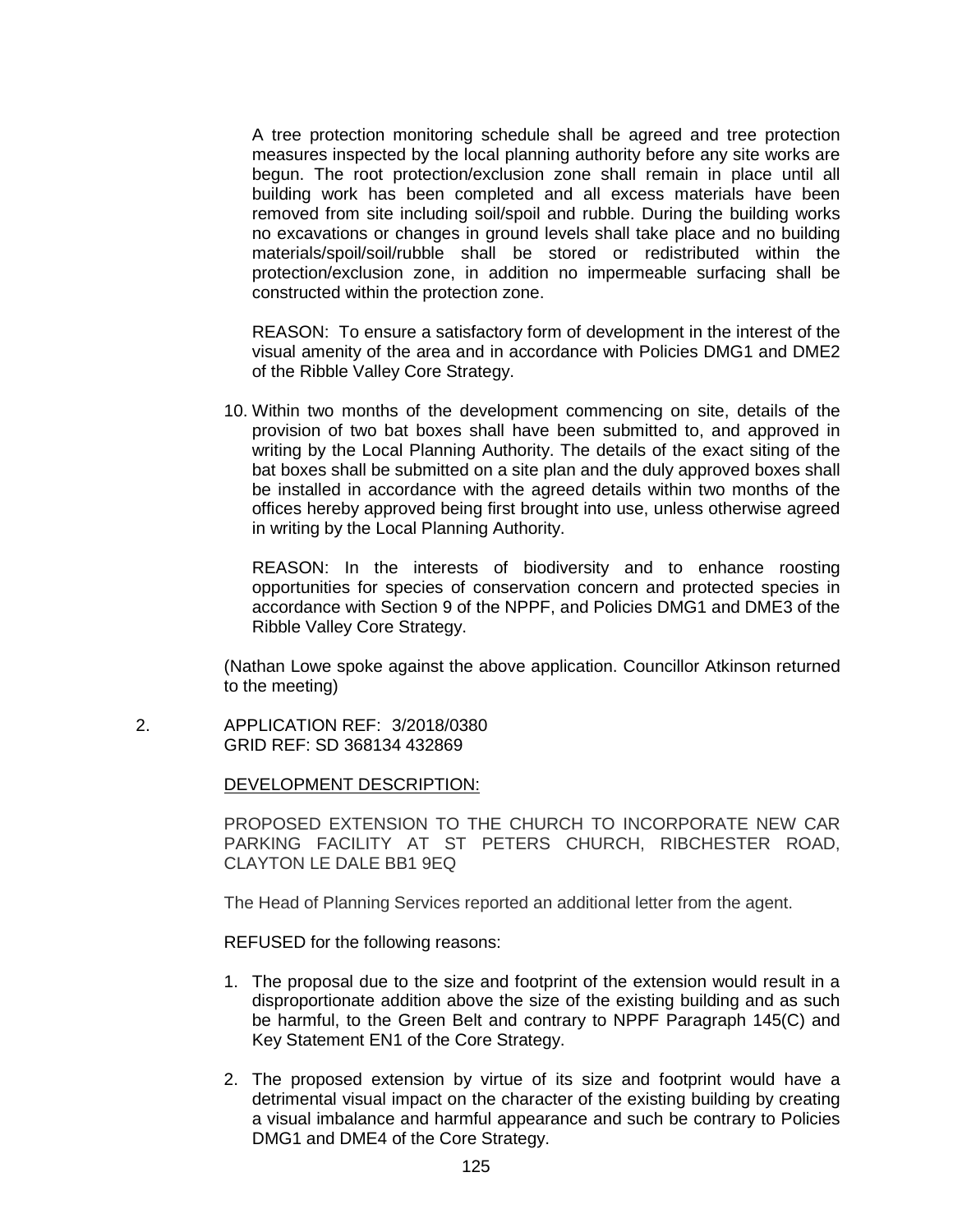A tree protection monitoring schedule shall be agreed and tree protection measures inspected by the local planning authority before any site works are begun. The root protection/exclusion zone shall remain in place until all building work has been completed and all excess materials have been removed from site including soil/spoil and rubble. During the building works no excavations or changes in ground levels shall take place and no building materials/spoil/soil/rubble shall be stored or redistributed within the protection/exclusion zone, in addition no impermeable surfacing shall be constructed within the protection zone.

REASON: To ensure a satisfactory form of development in the interest of the visual amenity of the area and in accordance with Policies DMG1 and DME2 of the Ribble Valley Core Strategy.

10. Within two months of the development commencing on site, details of the provision of two bat boxes shall have been submitted to, and approved in writing by the Local Planning Authority. The details of the exact siting of the bat boxes shall be submitted on a site plan and the duly approved boxes shall be installed in accordance with the agreed details within two months of the offices hereby approved being first brought into use, unless otherwise agreed in writing by the Local Planning Authority.

    REASON: In the interests of biodiversity and to enhance roosting opportunities for species of conservation concern and protected species in accordance with Section 9 of the NPPF, and Policies DMG1 and DME3 of the Ribble Valley Core Strategy.

(Nathan Lowe spoke against the above application. Councillor Atkinson returned to the meeting)

2. APPLICATION REF: 3/2018/0380
   GRID REF: SD 368134 432869

DEVELOPMENT DESCRIPTION:

PROPOSED EXTENSION TO THE CHURCH TO INCORPORATE NEW CAR PARKING FACILITY AT ST PETERS CHURCH, RIBCHESTER ROAD, CLAYTON LE DALE BB1 9EQ

The Head of Planning Services reported an additional letter from the agent.

REFUSED for the following reasons:

1. The proposal due to the size and footprint of the extension would result in a disproportionate addition above the size of the existing building and as such be harmful, to the Green Belt and contrary to NPPF Paragraph 145(C) and Key Statement EN1 of the Core Strategy.
2. The proposed extension by virtue of its size and footprint would have a detrimental visual impact on the character of the existing building by creating a visual imbalance and harmful appearance and such be contrary to Policies DMG1 and DME4 of the Core Strategy.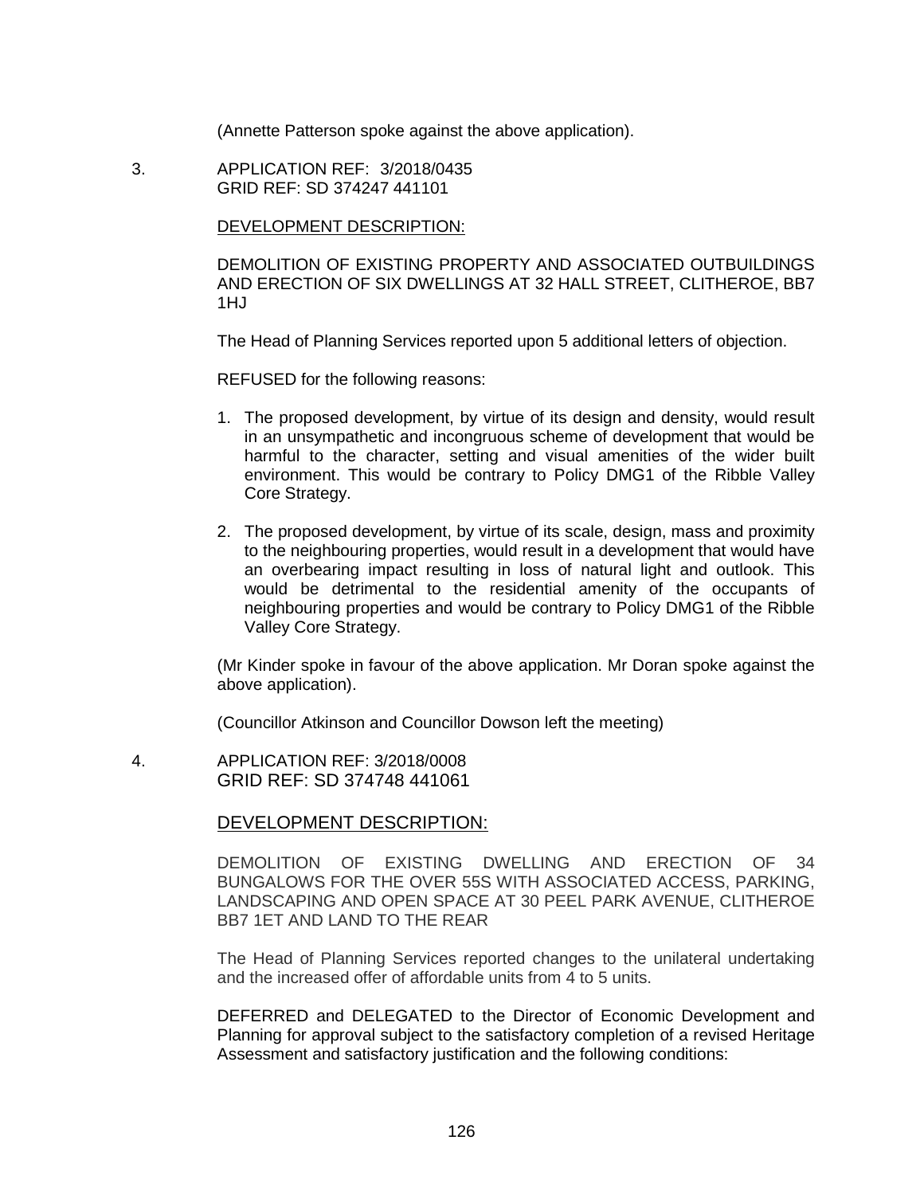(Annette Patterson spoke against the above application).

3. APPLICATION REF: 3/2018/0435
   GRID REF: SD 374247 441101

   DEVELOPMENT DESCRIPTION:

   DEMOLITION OF EXISTING PROPERTY AND ASSOCIATED OUTBUILDINGS AND ERECTION OF SIX DWELLINGS AT 32 HALL STREET, CLITHEROE, BB7 1HJ

   The Head of Planning Services reported upon 5 additional letters of objection.

   REFUSED for the following reasons:

   1. The proposed development, by virtue of its design and density, would result in an unsympathetic and incongruous scheme of development that would be harmful to the character, setting and visual amenities of the wider built environment. This would be contrary to Policy DMG1 of the Ribble Valley Core Strategy.

   2. The proposed development, by virtue of its scale, design, mass and proximity to the neighbouring properties, would result in a development that would have an overbearing impact resulting in loss of natural light and outlook. This would be detrimental to the residential amenity of the occupants of neighbouring properties and would be contrary to Policy DMG1 of the Ribble Valley Core Strategy.

   (Mr Kinder spoke in favour of the above application. Mr Doran spoke against the above application).

   (Councillor Atkinson and Councillor Dowson left the meeting)

4. APPLICATION REF: 3/2018/0008
   GRID REF: SD 374748 441061

   DEVELOPMENT DESCRIPTION:

   DEMOLITION OF EXISTING DWELLING AND ERECTION OF 34 BUNGALOWS FOR THE OVER 55S WITH ASSOCIATED ACCESS, PARKING, LANDSCAPING AND OPEN SPACE AT 30 PEEL PARK AVENUE, CLITHEROE BB7 1ET AND LAND TO THE REAR

   The Head of Planning Services reported changes to the unilateral undertaking and the increased offer of affordable units from 4 to 5 units.

   DEFERRED and DELEGATED to the Director of Economic Development and Planning for approval subject to the satisfactory completion of a revised Heritage Assessment and satisfactory justification and the following conditions: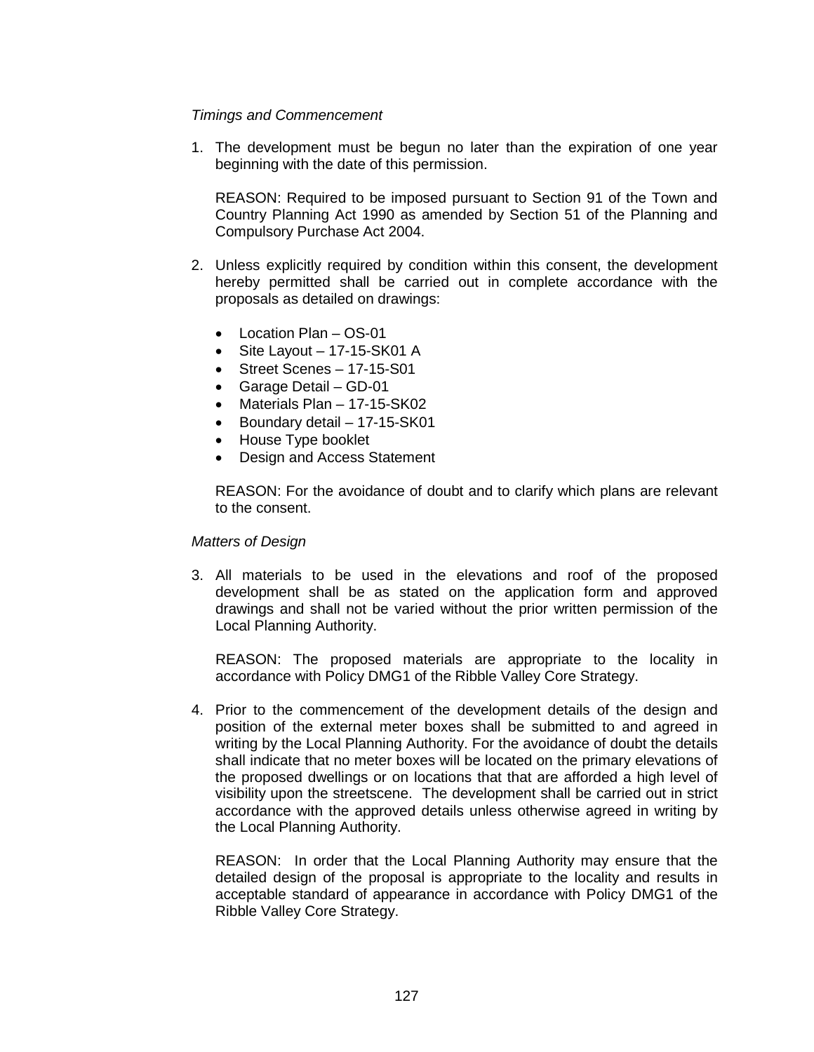*Timings and Commencement*

1. The development must be begun no later than the expiration of one year beginning with the date of this permission.

   REASON: Required to be imposed pursuant to Section 91 of the Town and Country Planning Act 1990 as amended by Section 51 of the Planning and Compulsory Purchase Act 2004.

2. Unless explicitly required by condition within this consent, the development hereby permitted shall be carried out in complete accordance with the proposals as detailed on drawings:

   - Location Plan – OS-01
   - Site Layout – 17-15-SK01 A
   - Street Scenes – 17-15-S01
   - Garage Detail – GD-01
   - Materials Plan – 17-15-SK02
   - Boundary detail – 17-15-SK01
   - House Type booklet
   - Design and Access Statement

   REASON: For the avoidance of doubt and to clarify which plans are relevant to the consent.

*Matters of Design*

3. All materials to be used in the elevations and roof of the proposed development shall be as stated on the application form and approved drawings and shall not be varied without the prior written permission of the Local Planning Authority.

   REASON: The proposed materials are appropriate to the locality in accordance with Policy DMG1 of the Ribble Valley Core Strategy.

4. Prior to the commencement of the development details of the design and position of the external meter boxes shall be submitted to and agreed in writing by the Local Planning Authority. For the avoidance of doubt the details shall indicate that no meter boxes will be located on the primary elevations of the proposed dwellings or on locations that that are afforded a high level of visibility upon the streetscene. The development shall be carried out in strict accordance with the approved details unless otherwise agreed in writing by the Local Planning Authority.

   REASON: In order that the Local Planning Authority may ensure that the detailed design of the proposal is appropriate to the locality and results in acceptable standard of appearance in accordance with Policy DMG1 of the Ribble Valley Core Strategy.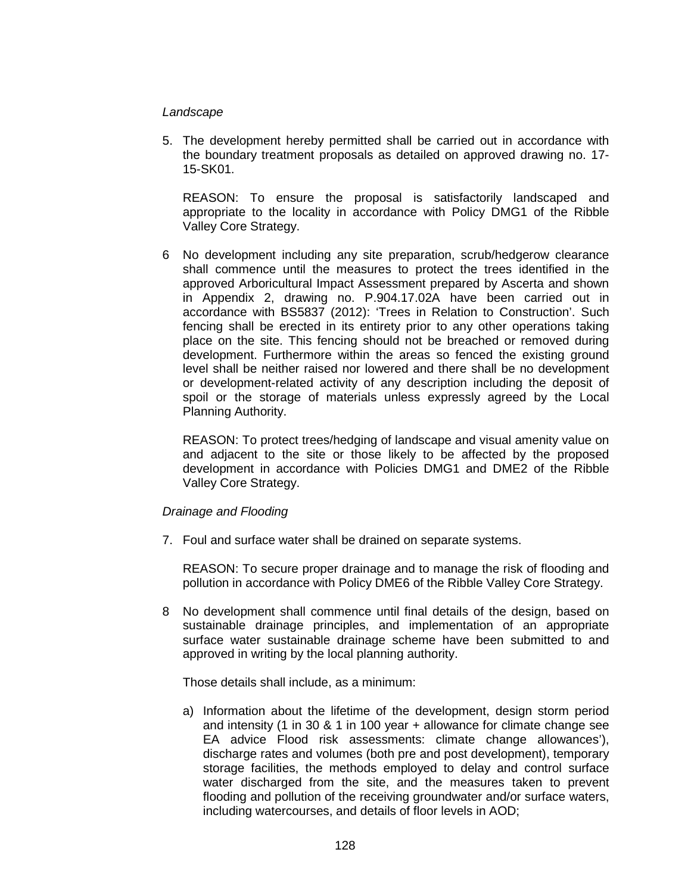*Landscape*

5. The development hereby permitted shall be carried out in accordance with the boundary treatment proposals as detailed on approved drawing no. 17-15-SK01.

   REASON: To ensure the proposal is satisfactorily landscaped and appropriate to the locality in accordance with Policy DMG1 of the Ribble Valley Core Strategy.

6 No development including any site preparation, scrub/hedgerow clearance shall commence until the measures to protect the trees identified in the approved Arboricultural Impact Assessment prepared by Ascerta and shown in Appendix 2, drawing no. P.904.17.02A have been carried out in accordance with BS5837 (2012): 'Trees in Relation to Construction'. Such fencing shall be erected in its entirety prior to any other operations taking place on the site. This fencing should not be breached or removed during development. Furthermore within the areas so fenced the existing ground level shall be neither raised nor lowered and there shall be no development or development-related activity of any description including the deposit of spoil or the storage of materials unless expressly agreed by the Local Planning Authority.

   REASON: To protect trees/hedging of landscape and visual amenity value on and adjacent to the site or those likely to be affected by the proposed development in accordance with Policies DMG1 and DME2 of the Ribble Valley Core Strategy.

*Drainage and Flooding*

7. Foul and surface water shall be drained on separate systems.

   REASON: To secure proper drainage and to manage the risk of flooding and pollution in accordance with Policy DME6 of the Ribble Valley Core Strategy.

8 No development shall commence until final details of the design, based on sustainable drainage principles, and implementation of an appropriate surface water sustainable drainage scheme have been submitted to and approved in writing by the local planning authority.

   Those details shall include, as a minimum:

   a) Information about the lifetime of the development, design storm period and intensity (1 in 30 & 1 in 100 year + allowance for climate change see EA advice Flood risk assessments: climate change allowances'), discharge rates and volumes (both pre and post development), temporary storage facilities, the methods employed to delay and control surface water discharged from the site, and the measures taken to prevent flooding and pollution of the receiving groundwater and/or surface waters, including watercourses, and details of floor levels in AOD;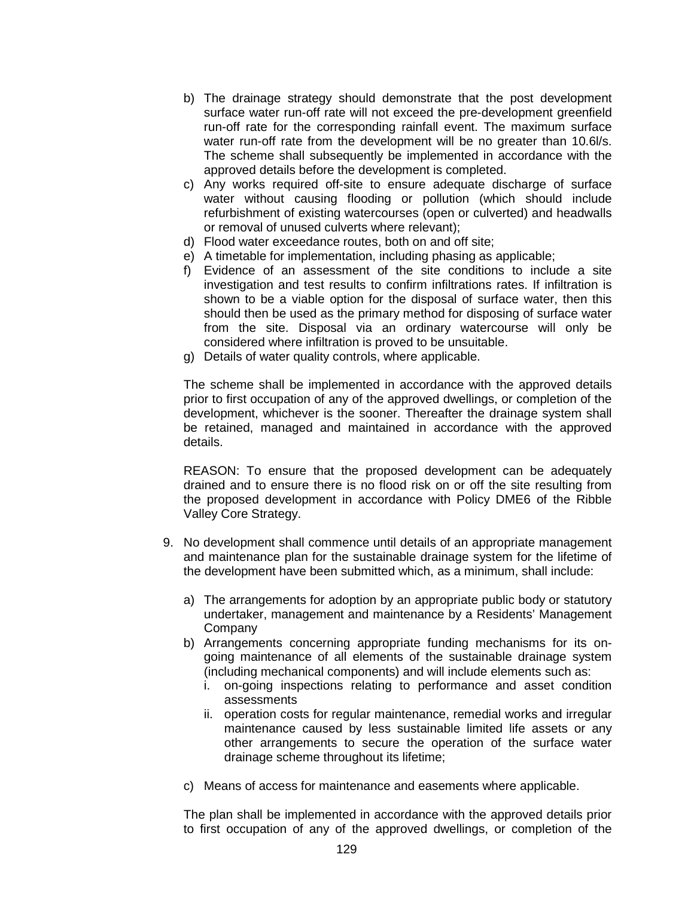b) The drainage strategy should demonstrate that the post development surface water run-off rate will not exceed the pre-development greenfield run-off rate for the corresponding rainfall event. The maximum surface water run-off rate from the development will be no greater than 10.6l/s. The scheme shall subsequently be implemented in accordance with the approved details before the development is completed.
c) Any works required off-site to ensure adequate discharge of surface water without causing flooding or pollution (which should include refurbishment of existing watercourses (open or culverted) and headwalls or removal of unused culverts where relevant);
d) Flood water exceedance routes, both on and off site;
e) A timetable for implementation, including phasing as applicable;
f) Evidence of an assessment of the site conditions to include a site investigation and test results to confirm infiltrations rates. If infiltration is shown to be a viable option for the disposal of surface water, then this should then be used as the primary method for disposing of surface water from the site. Disposal via an ordinary watercourse will only be considered where infiltration is proved to be unsuitable.
g) Details of water quality controls, where applicable.

The scheme shall be implemented in accordance with the approved details prior to first occupation of any of the approved dwellings, or completion of the development, whichever is the sooner. Thereafter the drainage system shall be retained, managed and maintained in accordance with the approved details.

REASON: To ensure that the proposed development can be adequately drained and to ensure there is no flood risk on or off the site resulting from the proposed development in accordance with Policy DME6 of the Ribble Valley Core Strategy.

9. No development shall commence until details of an appropriate management and maintenance plan for the sustainable drainage system for the lifetime of the development have been submitted which, as a minimum, shall include:

   a) The arrangements for adoption by an appropriate public body or statutory undertaker, management and maintenance by a Residents' Management Company
   b) Arrangements concerning appropriate funding mechanisms for its on-going maintenance of all elements of the sustainable drainage system (including mechanical components) and will include elements such as:
      i. on-going inspections relating to performance and asset condition assessments
      ii. operation costs for regular maintenance, remedial works and irregular maintenance caused by less sustainable limited life assets or any other arrangements to secure the operation of the surface water drainage scheme throughout its lifetime;
   c) Means of access for maintenance and easements where applicable.

   The plan shall be implemented in accordance with the approved details prior to first occupation of any of the approved dwellings, or completion of the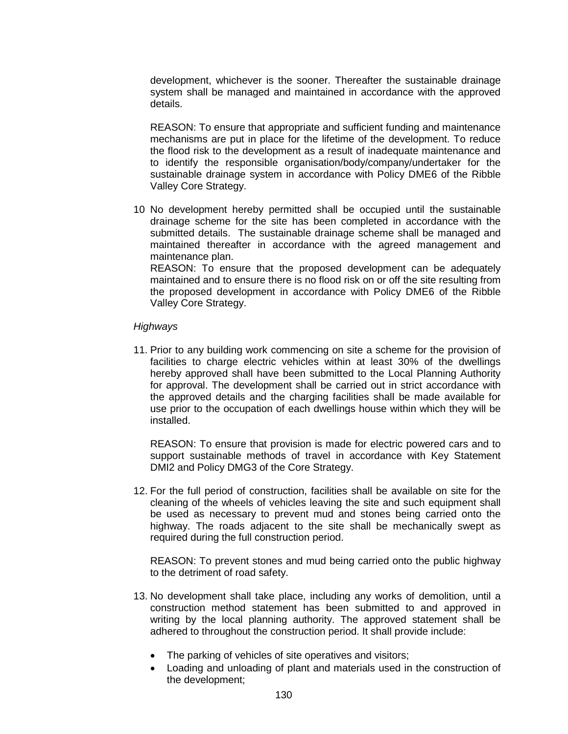development, whichever is the sooner. Thereafter the sustainable drainage system shall be managed and maintained in accordance with the approved details.

REASON: To ensure that appropriate and sufficient funding and maintenance mechanisms are put in place for the lifetime of the development. To reduce the flood risk to the development as a result of inadequate maintenance and to identify the responsible organisation/body/company/undertaker for the sustainable drainage system in accordance with Policy DME6 of the Ribble Valley Core Strategy.

10 No development hereby permitted shall be occupied until the sustainable drainage scheme for the site has been completed in accordance with the submitted details. The sustainable drainage scheme shall be managed and maintained thereafter in accordance with the agreed management and maintenance plan.
REASON: To ensure that the proposed development can be adequately maintained and to ensure there is no flood risk on or off the site resulting from the proposed development in accordance with Policy DME6 of the Ribble Valley Core Strategy.

*Highways*

11. Prior to any building work commencing on site a scheme for the provision of facilities to charge electric vehicles within at least 30% of the dwellings hereby approved shall have been submitted to the Local Planning Authority for approval. The development shall be carried out in strict accordance with the approved details and the charging facilities shall be made available for use prior to the occupation of each dwellings house within which they will be installed.

    REASON: To ensure that provision is made for electric powered cars and to support sustainable methods of travel in accordance with Key Statement DMI2 and Policy DMG3 of the Core Strategy.

12. For the full period of construction, facilities shall be available on site for the cleaning of the wheels of vehicles leaving the site and such equipment shall be used as necessary to prevent mud and stones being carried onto the highway. The roads adjacent to the site shall be mechanically swept as required during the full construction period.

    REASON: To prevent stones and mud being carried onto the public highway to the detriment of road safety.

13. No development shall take place, including any works of demolition, until a construction method statement has been submitted to and approved in writing by the local planning authority. The approved statement shall be adhered to throughout the construction period. It shall provide include:

    - The parking of vehicles of site operatives and visitors;
    - Loading and unloading of plant and materials used in the construction of the development;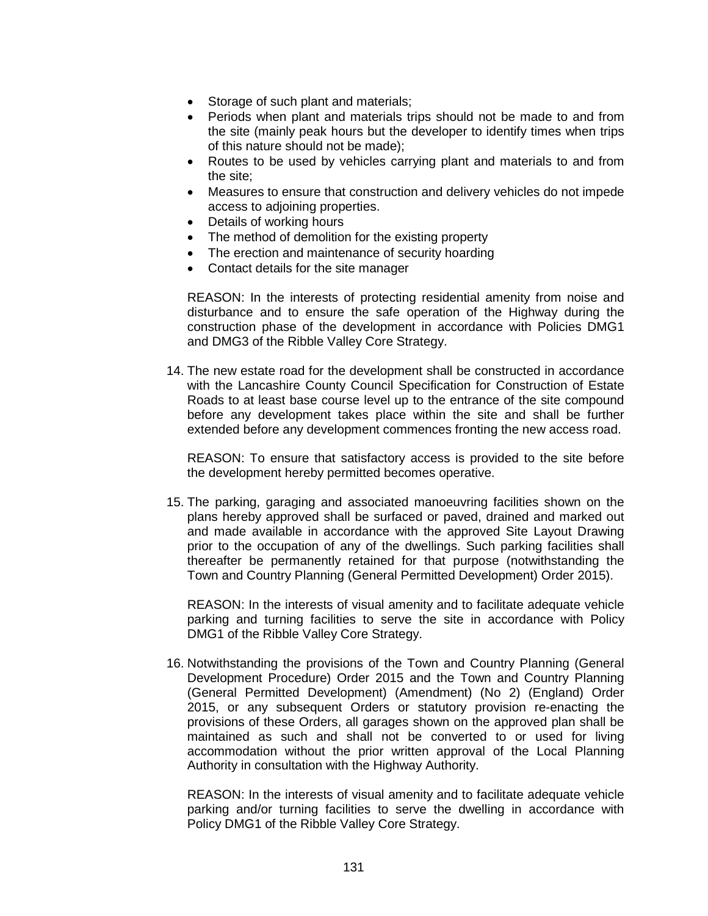- Storage of such plant and materials;
- Periods when plant and materials trips should not be made to and from the site (mainly peak hours but the developer to identify times when trips of this nature should not be made);
- Routes to be used by vehicles carrying plant and materials to and from the site;
- Measures to ensure that construction and delivery vehicles do not impede access to adjoining properties.
- Details of working hours
- The method of demolition for the existing property
- The erection and maintenance of security hoarding
- Contact details for the site manager

REASON: In the interests of protecting residential amenity from noise and disturbance and to ensure the safe operation of the Highway during the construction phase of the development in accordance with Policies DMG1 and DMG3 of the Ribble Valley Core Strategy.

14. The new estate road for the development shall be constructed in accordance with the Lancashire County Council Specification for Construction of Estate Roads to at least base course level up to the entrance of the site compound before any development takes place within the site and shall be further extended before any development commences fronting the new access road.

    REASON: To ensure that satisfactory access is provided to the site before the development hereby permitted becomes operative.

15. The parking, garaging and associated manoeuvring facilities shown on the plans hereby approved shall be surfaced or paved, drained and marked out and made available in accordance with the approved Site Layout Drawing prior to the occupation of any of the dwellings. Such parking facilities shall thereafter be permanently retained for that purpose (notwithstanding the Town and Country Planning (General Permitted Development) Order 2015).

    REASON: In the interests of visual amenity and to facilitate adequate vehicle parking and turning facilities to serve the site in accordance with Policy DMG1 of the Ribble Valley Core Strategy.

16. Notwithstanding the provisions of the Town and Country Planning (General Development Procedure) Order 2015 and the Town and Country Planning (General Permitted Development) (Amendment) (No 2) (England) Order 2015, or any subsequent Orders or statutory provision re-enacting the provisions of these Orders, all garages shown on the approved plan shall be maintained as such and shall not be converted to or used for living accommodation without the prior written approval of the Local Planning Authority in consultation with the Highway Authority.

    REASON: In the interests of visual amenity and to facilitate adequate vehicle parking and/or turning facilities to serve the dwelling in accordance with Policy DMG1 of the Ribble Valley Core Strategy.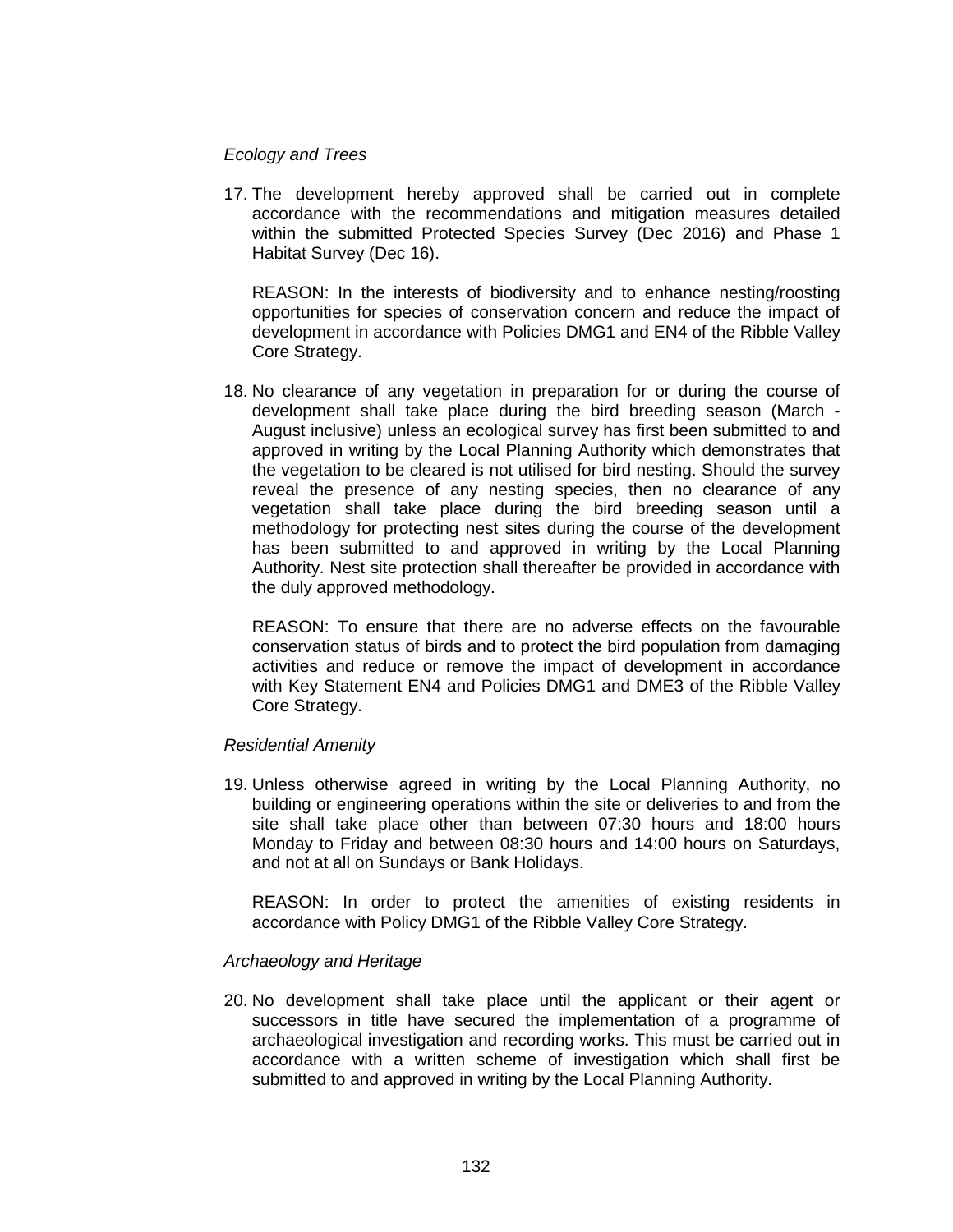*Ecology and Trees*

17. The development hereby approved shall be carried out in complete accordance with the recommendations and mitigation measures detailed within the submitted Protected Species Survey (Dec 2016) and Phase 1 Habitat Survey (Dec 16).

    REASON: In the interests of biodiversity and to enhance nesting/roosting opportunities for species of conservation concern and reduce the impact of development in accordance with Policies DMG1 and EN4 of the Ribble Valley Core Strategy.

18. No clearance of any vegetation in preparation for or during the course of development shall take place during the bird breeding season (March - August inclusive) unless an ecological survey has first been submitted to and approved in writing by the Local Planning Authority which demonstrates that the vegetation to be cleared is not utilised for bird nesting. Should the survey reveal the presence of any nesting species, then no clearance of any vegetation shall take place during the bird breeding season until a methodology for protecting nest sites during the course of the development has been submitted to and approved in writing by the Local Planning Authority. Nest site protection shall thereafter be provided in accordance with the duly approved methodology.

    REASON: To ensure that there are no adverse effects on the favourable conservation status of birds and to protect the bird population from damaging activities and reduce or remove the impact of development in accordance with Key Statement EN4 and Policies DMG1 and DME3 of the Ribble Valley Core Strategy.

*Residential Amenity*

19. Unless otherwise agreed in writing by the Local Planning Authority, no building or engineering operations within the site or deliveries to and from the site shall take place other than between 07:30 hours and 18:00 hours Monday to Friday and between 08:30 hours and 14:00 hours on Saturdays, and not at all on Sundays or Bank Holidays.

    REASON: In order to protect the amenities of existing residents in accordance with Policy DMG1 of the Ribble Valley Core Strategy.

*Archaeology and Heritage*

20. No development shall take place until the applicant or their agent or successors in title have secured the implementation of a programme of archaeological investigation and recording works. This must be carried out in accordance with a written scheme of investigation which shall first be submitted to and approved in writing by the Local Planning Authority.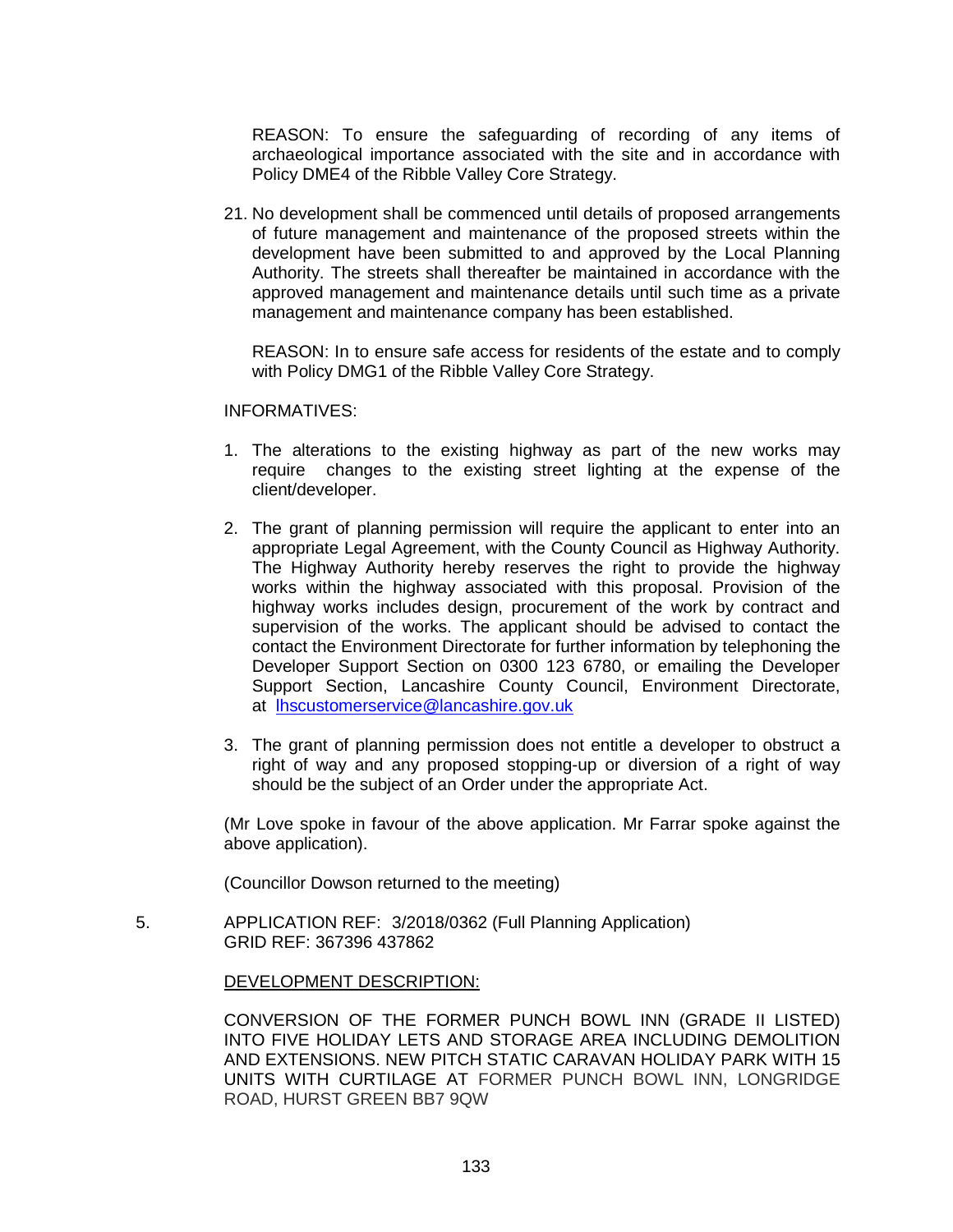REASON: To ensure the safeguarding of recording of any items of archaeological importance associated with the site and in accordance with Policy DME4 of the Ribble Valley Core Strategy.

21. No development shall be commenced until details of proposed arrangements of future management and maintenance of the proposed streets within the development have been submitted to and approved by the Local Planning Authority. The streets shall thereafter be maintained in accordance with the approved management and maintenance details until such time as a private management and maintenance company has been established.

    REASON: In to ensure safe access for residents of the estate and to comply with Policy DMG1 of the Ribble Valley Core Strategy.

INFORMATIVES:

1. The alterations to the existing highway as part of the new works may require changes to the existing street lighting at the expense of the client/developer.

2. The grant of planning permission will require the applicant to enter into an appropriate Legal Agreement, with the County Council as Highway Authority. The Highway Authority hereby reserves the right to provide the highway works within the highway associated with this proposal. Provision of the highway works includes design, procurement of the work by contract and supervision of the works. The applicant should be advised to contact the contact the Environment Directorate for further information by telephoning the Developer Support Section on 0300 123 6780, or emailing the Developer Support Section, Lancashire County Council, Environment Directorate, at lhscustomerservice@lancashire.gov.uk

3. The grant of planning permission does not entitle a developer to obstruct a right of way and any proposed stopping-up or diversion of a right of way should be the subject of an Order under the appropriate Act.

(Mr Love spoke in favour of the above application. Mr Farrar spoke against the above application).

(Councillor Dowson returned to the meeting)

5. APPLICATION REF: 3/2018/0362 (Full Planning Application)
   GRID REF: 367396 437862

   DEVELOPMENT DESCRIPTION:

   CONVERSION OF THE FORMER PUNCH BOWL INN (GRADE II LISTED) INTO FIVE HOLIDAY LETS AND STORAGE AREA INCLUDING DEMOLITION AND EXTENSIONS. NEW PITCH STATIC CARAVAN HOLIDAY PARK WITH 15 UNITS WITH CURTILAGE AT FORMER PUNCH BOWL INN, LONGRIDGE ROAD, HURST GREEN BB7 9QW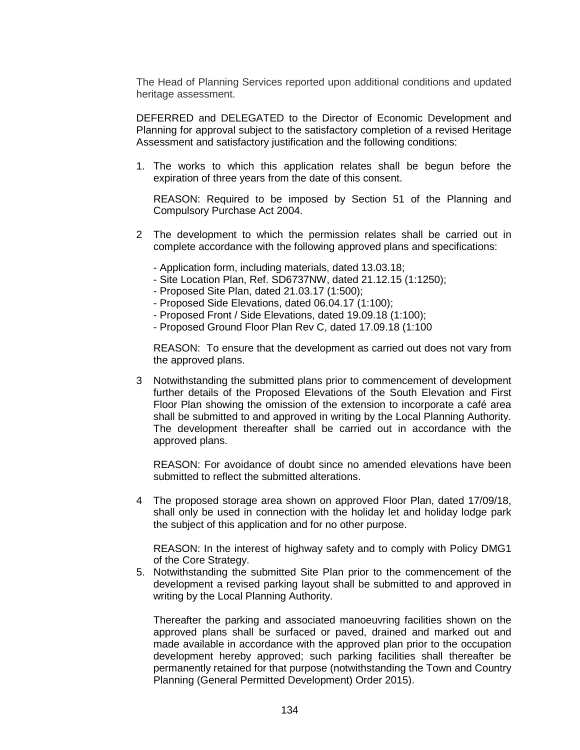The Head of Planning Services reported upon additional conditions and updated heritage assessment.

DEFERRED and DELEGATED to the Director of Economic Development and Planning for approval subject to the satisfactory completion of a revised Heritage Assessment and satisfactory justification and the following conditions:

1. The works to which this application relates shall be begun before the expiration of three years from the date of this consent.

   REASON: Required to be imposed by Section 51 of the Planning and Compulsory Purchase Act 2004.

2 The development to which the permission relates shall be carried out in complete accordance with the following approved plans and specifications:

   - Application form, including materials, dated 13.03.18;
   - Site Location Plan, Ref. SD6737NW, dated 21.12.15 (1:1250);
   - Proposed Site Plan, dated 21.03.17 (1:500);
   - Proposed Side Elevations, dated 06.04.17 (1:100);
   - Proposed Front / Side Elevations, dated 19.09.18 (1:100);
   - Proposed Ground Floor Plan Rev C, dated 17.09.18 (1:100

   REASON: To ensure that the development as carried out does not vary from the approved plans.

3 Notwithstanding the submitted plans prior to commencement of development further details of the Proposed Elevations of the South Elevation and First Floor Plan showing the omission of the extension to incorporate a café area shall be submitted to and approved in writing by the Local Planning Authority. The development thereafter shall be carried out in accordance with the approved plans.

   REASON: For avoidance of doubt since no amended elevations have been submitted to reflect the submitted alterations.

4 The proposed storage area shown on approved Floor Plan, dated 17/09/18, shall only be used in connection with the holiday let and holiday lodge park the subject of this application and for no other purpose.

   REASON: In the interest of highway safety and to comply with Policy DMG1 of the Core Strategy.

5. Notwithstanding the submitted Site Plan prior to the commencement of the development a revised parking layout shall be submitted to and approved in writing by the Local Planning Authority.

   Thereafter the parking and associated manoeuvring facilities shown on the approved plans shall be surfaced or paved, drained and marked out and made available in accordance with the approved plan prior to the occupation development hereby approved; such parking facilities shall thereafter be permanently retained for that purpose (notwithstanding the Town and Country Planning (General Permitted Development) Order 2015).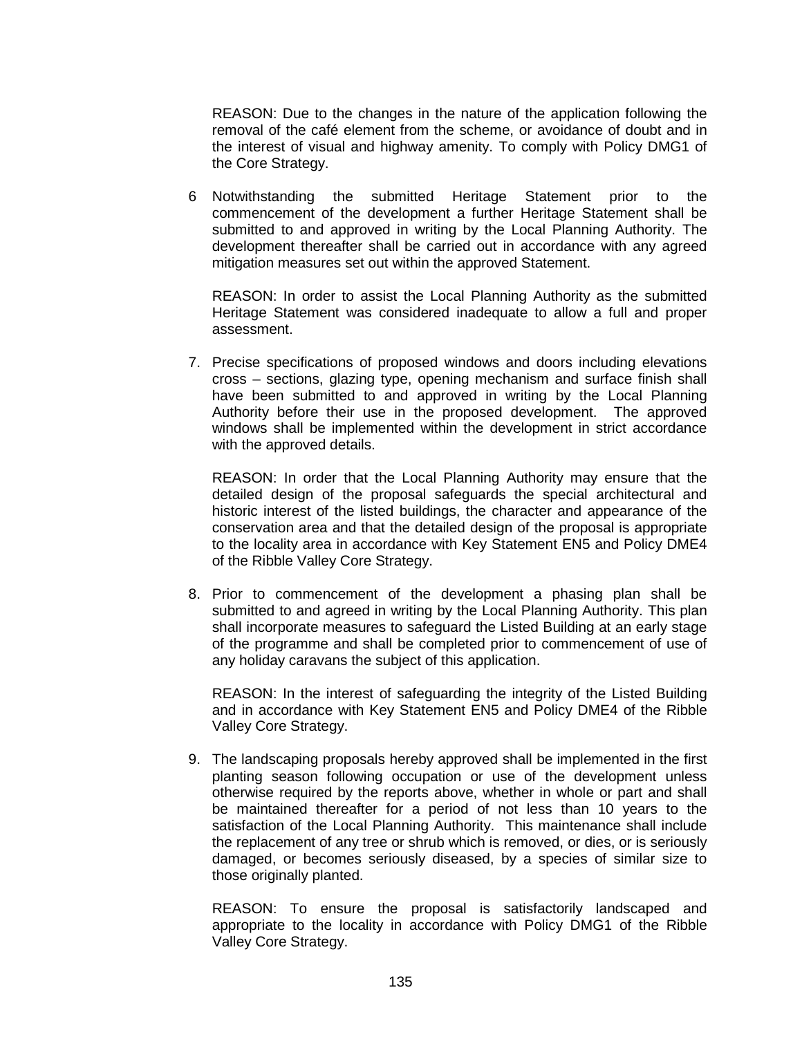REASON: Due to the changes in the nature of the application following the removal of the café element from the scheme, or avoidance of doubt and in the interest of visual and highway amenity. To comply with Policy DMG1 of the Core Strategy.

6 Notwithstanding the submitted Heritage Statement prior to the commencement of the development a further Heritage Statement shall be submitted to and approved in writing by the Local Planning Authority. The development thereafter shall be carried out in accordance with any agreed mitigation measures set out within the approved Statement.

REASON: In order to assist the Local Planning Authority as the submitted Heritage Statement was considered inadequate to allow a full and proper assessment.

7. Precise specifications of proposed windows and doors including elevations cross – sections, glazing type, opening mechanism and surface finish shall have been submitted to and approved in writing by the Local Planning Authority before their use in the proposed development. The approved windows shall be implemented within the development in strict accordance with the approved details.

REASON: In order that the Local Planning Authority may ensure that the detailed design of the proposal safeguards the special architectural and historic interest of the listed buildings, the character and appearance of the conservation area and that the detailed design of the proposal is appropriate to the locality area in accordance with Key Statement EN5 and Policy DME4 of the Ribble Valley Core Strategy.

8. Prior to commencement of the development a phasing plan shall be submitted to and agreed in writing by the Local Planning Authority. This plan shall incorporate measures to safeguard the Listed Building at an early stage of the programme and shall be completed prior to commencement of use of any holiday caravans the subject of this application.

REASON: In the interest of safeguarding the integrity of the Listed Building and in accordance with Key Statement EN5 and Policy DME4 of the Ribble Valley Core Strategy.

9. The landscaping proposals hereby approved shall be implemented in the first planting season following occupation or use of the development unless otherwise required by the reports above, whether in whole or part and shall be maintained thereafter for a period of not less than 10 years to the satisfaction of the Local Planning Authority. This maintenance shall include the replacement of any tree or shrub which is removed, or dies, or is seriously damaged, or becomes seriously diseased, by a species of similar size to those originally planted.

REASON: To ensure the proposal is satisfactorily landscaped and appropriate to the locality in accordance with Policy DMG1 of the Ribble Valley Core Strategy.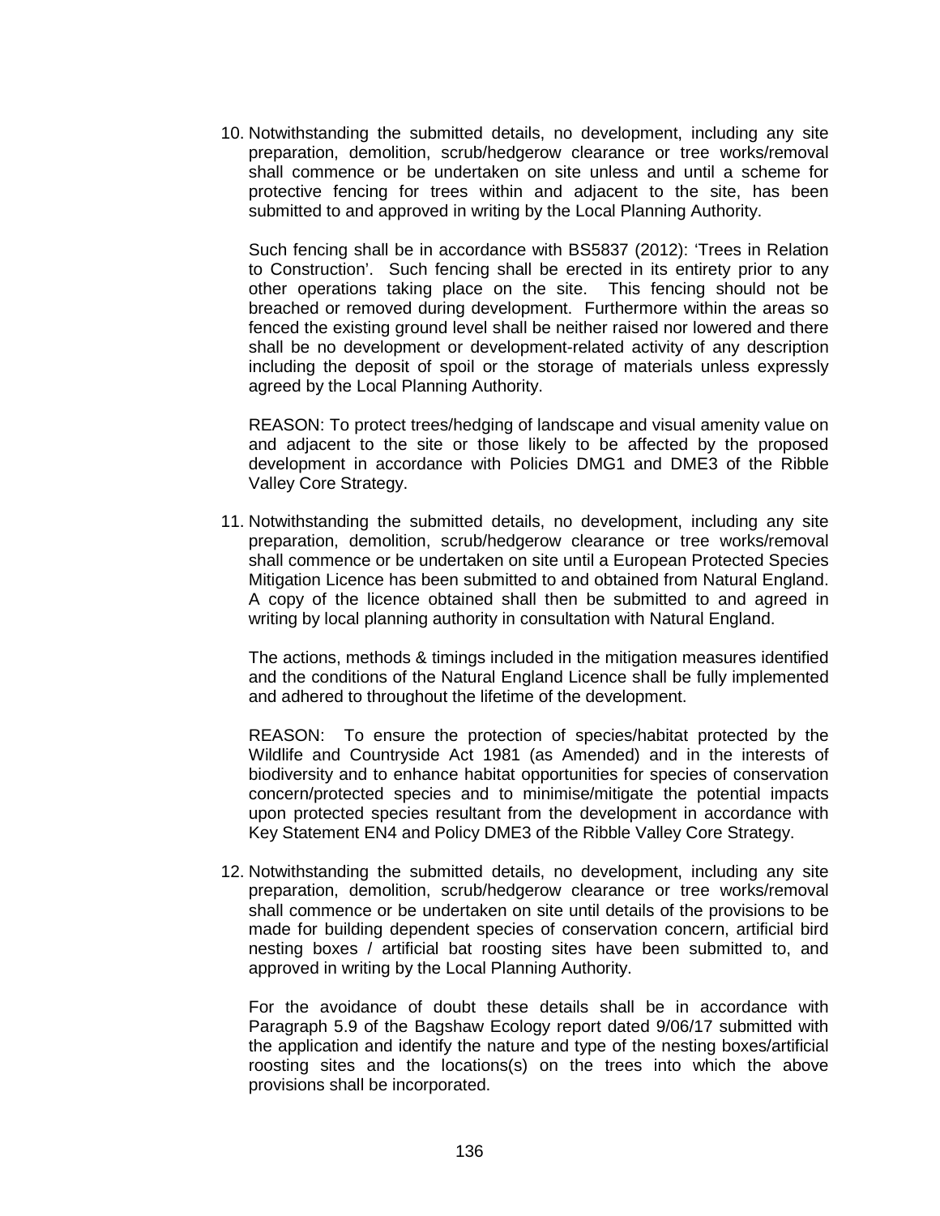10. Notwithstanding the submitted details, no development, including any site preparation, demolition, scrub/hedgerow clearance or tree works/removal shall commence or be undertaken on site unless and until a scheme for protective fencing for trees within and adjacent to the site, has been submitted to and approved in writing by the Local Planning Authority.

    Such fencing shall be in accordance with BS5837 (2012): 'Trees in Relation to Construction'. Such fencing shall be erected in its entirety prior to any other operations taking place on the site. This fencing should not be breached or removed during development. Furthermore within the areas so fenced the existing ground level shall be neither raised nor lowered and there shall be no development or development-related activity of any description including the deposit of spoil or the storage of materials unless expressly agreed by the Local Planning Authority.

    REASON: To protect trees/hedging of landscape and visual amenity value on and adjacent to the site or those likely to be affected by the proposed development in accordance with Policies DMG1 and DME3 of the Ribble Valley Core Strategy.

11. Notwithstanding the submitted details, no development, including any site preparation, demolition, scrub/hedgerow clearance or tree works/removal shall commence or be undertaken on site until a European Protected Species Mitigation Licence has been submitted to and obtained from Natural England. A copy of the licence obtained shall then be submitted to and agreed in writing by local planning authority in consultation with Natural England.

    The actions, methods & timings included in the mitigation measures identified and the conditions of the Natural England Licence shall be fully implemented and adhered to throughout the lifetime of the development.

    REASON: To ensure the protection of species/habitat protected by the Wildlife and Countryside Act 1981 (as Amended) and in the interests of biodiversity and to enhance habitat opportunities for species of conservation concern/protected species and to minimise/mitigate the potential impacts upon protected species resultant from the development in accordance with Key Statement EN4 and Policy DME3 of the Ribble Valley Core Strategy.

12. Notwithstanding the submitted details, no development, including any site preparation, demolition, scrub/hedgerow clearance or tree works/removal shall commence or be undertaken on site until details of the provisions to be made for building dependent species of conservation concern, artificial bird nesting boxes / artificial bat roosting sites have been submitted to, and approved in writing by the Local Planning Authority.

    For the avoidance of doubt these details shall be in accordance with Paragraph 5.9 of the Bagshaw Ecology report dated 9/06/17 submitted with the application and identify the nature and type of the nesting boxes/artificial roosting sites and the locations(s) on the trees into which the above provisions shall be incorporated.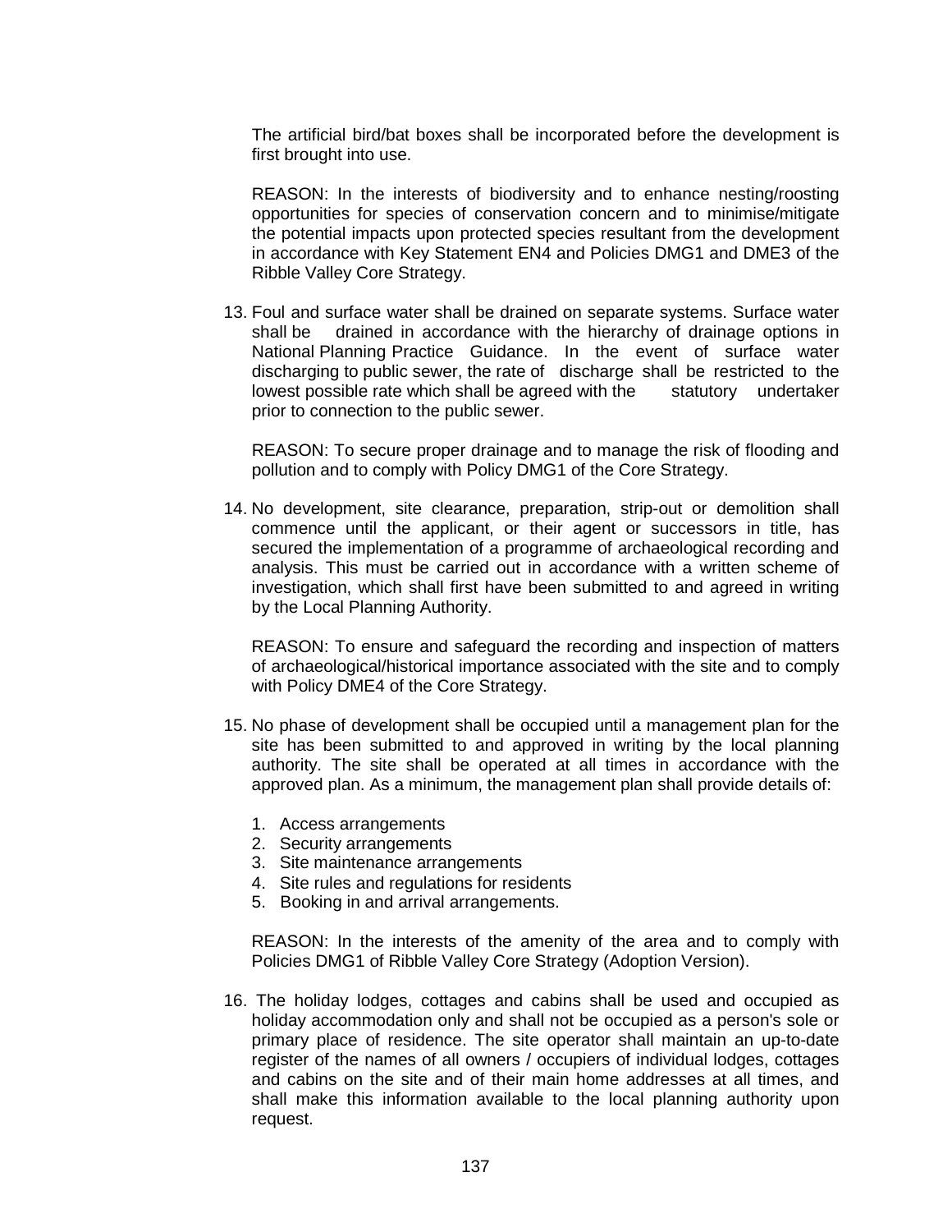The artificial bird/bat boxes shall be incorporated before the development is first brought into use.

REASON: In the interests of biodiversity and to enhance nesting/roosting opportunities for species of conservation concern and to minimise/mitigate the potential impacts upon protected species resultant from the development in accordance with Key Statement EN4 and Policies DMG1 and DME3 of the Ribble Valley Core Strategy.

13. Foul and surface water shall be drained on separate systems. Surface water shall be drained in accordance with the hierarchy of drainage options in National Planning Practice Guidance. In the event of surface water discharging to public sewer, the rate of discharge shall be restricted to the lowest possible rate which shall be agreed with the statutory undertaker prior to connection to the public sewer.

    REASON: To secure proper drainage and to manage the risk of flooding and pollution and to comply with Policy DMG1 of the Core Strategy.

14. No development, site clearance, preparation, strip-out or demolition shall commence until the applicant, or their agent or successors in title, has secured the implementation of a programme of archaeological recording and analysis. This must be carried out in accordance with a written scheme of investigation, which shall first have been submitted to and agreed in writing by the Local Planning Authority.

    REASON: To ensure and safeguard the recording and inspection of matters of archaeological/historical importance associated with the site and to comply with Policy DME4 of the Core Strategy.

15. No phase of development shall be occupied until a management plan for the site has been submitted to and approved in writing by the local planning authority. The site shall be operated at all times in accordance with the approved plan. As a minimum, the management plan shall provide details of:

    1. Access arrangements
    2. Security arrangements
    3. Site maintenance arrangements
    4. Site rules and regulations for residents
    5. Booking in and arrival arrangements.

    REASON: In the interests of the amenity of the area and to comply with Policies DMG1 of Ribble Valley Core Strategy (Adoption Version).

16. The holiday lodges, cottages and cabins shall be used and occupied as holiday accommodation only and shall not be occupied as a person's sole or primary place of residence. The site operator shall maintain an up-to-date register of the names of all owners / occupiers of individual lodges, cottages and cabins on the site and of their main home addresses at all times, and shall make this information available to the local planning authority upon request.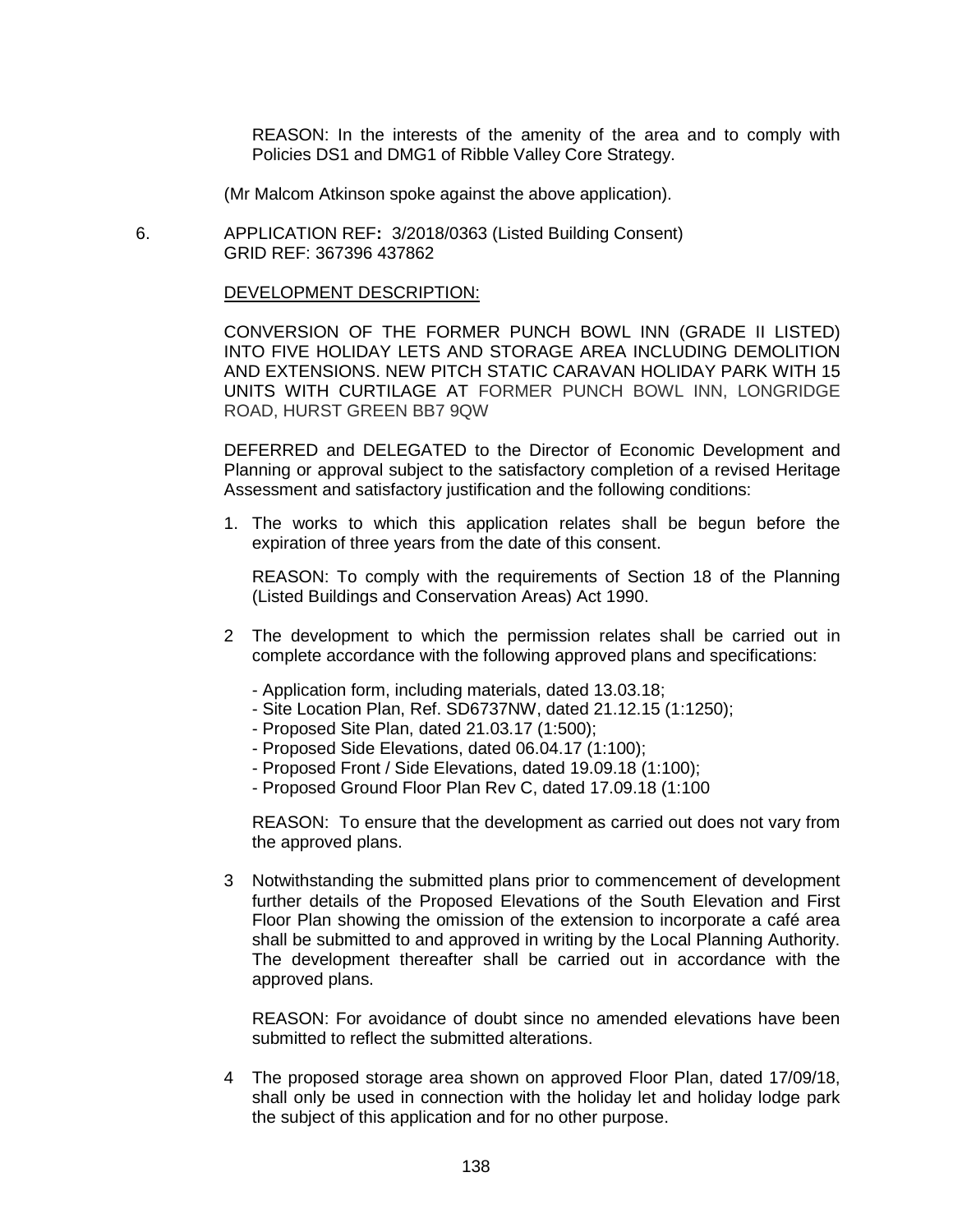REASON: In the interests of the amenity of the area and to comply with Policies DS1 and DMG1 of Ribble Valley Core Strategy.

(Mr Malcom Atkinson spoke against the above application).

6. APPLICATION REF**:** 3/2018/0363 (Listed Building Consent)
GRID REF: 367396 437862

DEVELOPMENT DESCRIPTION:

CONVERSION OF THE FORMER PUNCH BOWL INN (GRADE II LISTED) INTO FIVE HOLIDAY LETS AND STORAGE AREA INCLUDING DEMOLITION AND EXTENSIONS. NEW PITCH STATIC CARAVAN HOLIDAY PARK WITH 15 UNITS WITH CURTILAGE AT FORMER PUNCH BOWL INN, LONGRIDGE ROAD, HURST GREEN BB7 9QW

DEFERRED and DELEGATED to the Director of Economic Development and Planning or approval subject to the satisfactory completion of a revised Heritage Assessment and satisfactory justification and the following conditions:

1. The works to which this application relates shall be begun before the expiration of three years from the date of this consent.

   REASON: To comply with the requirements of Section 18 of the Planning (Listed Buildings and Conservation Areas) Act 1990.

2. The development to which the permission relates shall be carried out in complete accordance with the following approved plans and specifications:

   - Application form, including materials, dated 13.03.18;
   - Site Location Plan, Ref. SD6737NW, dated 21.12.15 (1:1250);
   - Proposed Site Plan, dated 21.03.17 (1:500);
   - Proposed Side Elevations, dated 06.04.17 (1:100);
   - Proposed Front / Side Elevations, dated 19.09.18 (1:100);
   - Proposed Ground Floor Plan Rev C, dated 17.09.18 (1:100

   REASON: To ensure that the development as carried out does not vary from the approved plans.

3. Notwithstanding the submitted plans prior to commencement of development further details of the Proposed Elevations of the South Elevation and First Floor Plan showing the omission of the extension to incorporate a café area shall be submitted to and approved in writing by the Local Planning Authority. The development thereafter shall be carried out in accordance with the approved plans.

   REASON: For avoidance of doubt since no amended elevations have been submitted to reflect the submitted alterations.

4. The proposed storage area shown on approved Floor Plan, dated 17/09/18, shall only be used in connection with the holiday let and holiday lodge park the subject of this application and for no other purpose.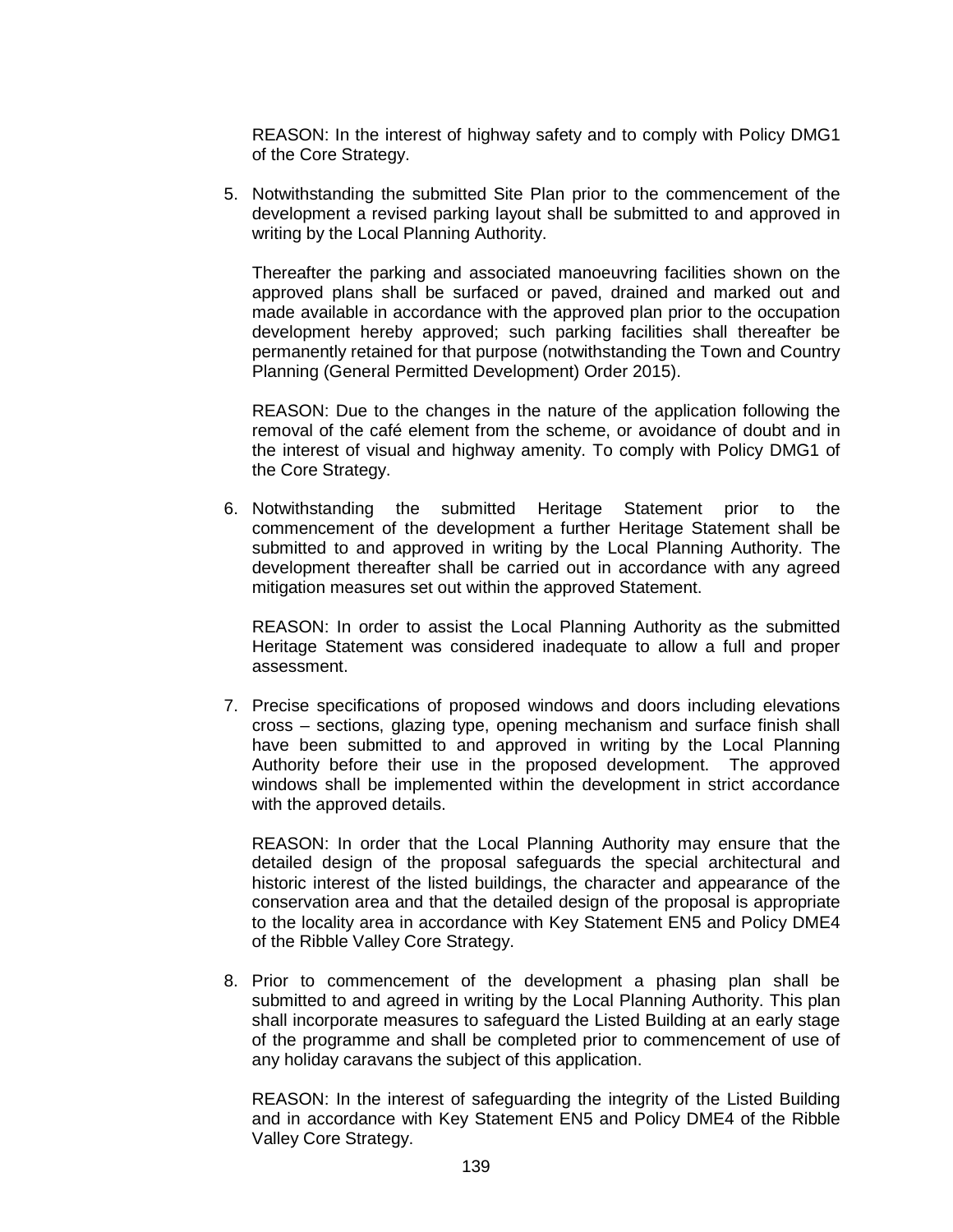REASON: In the interest of highway safety and to comply with Policy DMG1 of the Core Strategy.

5. Notwithstanding the submitted Site Plan prior to the commencement of the development a revised parking layout shall be submitted to and approved in writing by the Local Planning Authority.

   Thereafter the parking and associated manoeuvring facilities shown on the approved plans shall be surfaced or paved, drained and marked out and made available in accordance with the approved plan prior to the occupation development hereby approved; such parking facilities shall thereafter be permanently retained for that purpose (notwithstanding the Town and Country Planning (General Permitted Development) Order 2015).

   REASON: Due to the changes in the nature of the application following the removal of the café element from the scheme, or avoidance of doubt and in the interest of visual and highway amenity. To comply with Policy DMG1 of the Core Strategy.

6. Notwithstanding the submitted Heritage Statement prior to the commencement of the development a further Heritage Statement shall be submitted to and approved in writing by the Local Planning Authority. The development thereafter shall be carried out in accordance with any agreed mitigation measures set out within the approved Statement.

   REASON: In order to assist the Local Planning Authority as the submitted Heritage Statement was considered inadequate to allow a full and proper assessment.

7. Precise specifications of proposed windows and doors including elevations cross – sections, glazing type, opening mechanism and surface finish shall have been submitted to and approved in writing by the Local Planning Authority before their use in the proposed development. The approved windows shall be implemented within the development in strict accordance with the approved details.

   REASON: In order that the Local Planning Authority may ensure that the detailed design of the proposal safeguards the special architectural and historic interest of the listed buildings, the character and appearance of the conservation area and that the detailed design of the proposal is appropriate to the locality area in accordance with Key Statement EN5 and Policy DME4 of the Ribble Valley Core Strategy.

8. Prior to commencement of the development a phasing plan shall be submitted to and agreed in writing by the Local Planning Authority. This plan shall incorporate measures to safeguard the Listed Building at an early stage of the programme and shall be completed prior to commencement of use of any holiday caravans the subject of this application.

   REASON: In the interest of safeguarding the integrity of the Listed Building and in accordance with Key Statement EN5 and Policy DME4 of the Ribble Valley Core Strategy.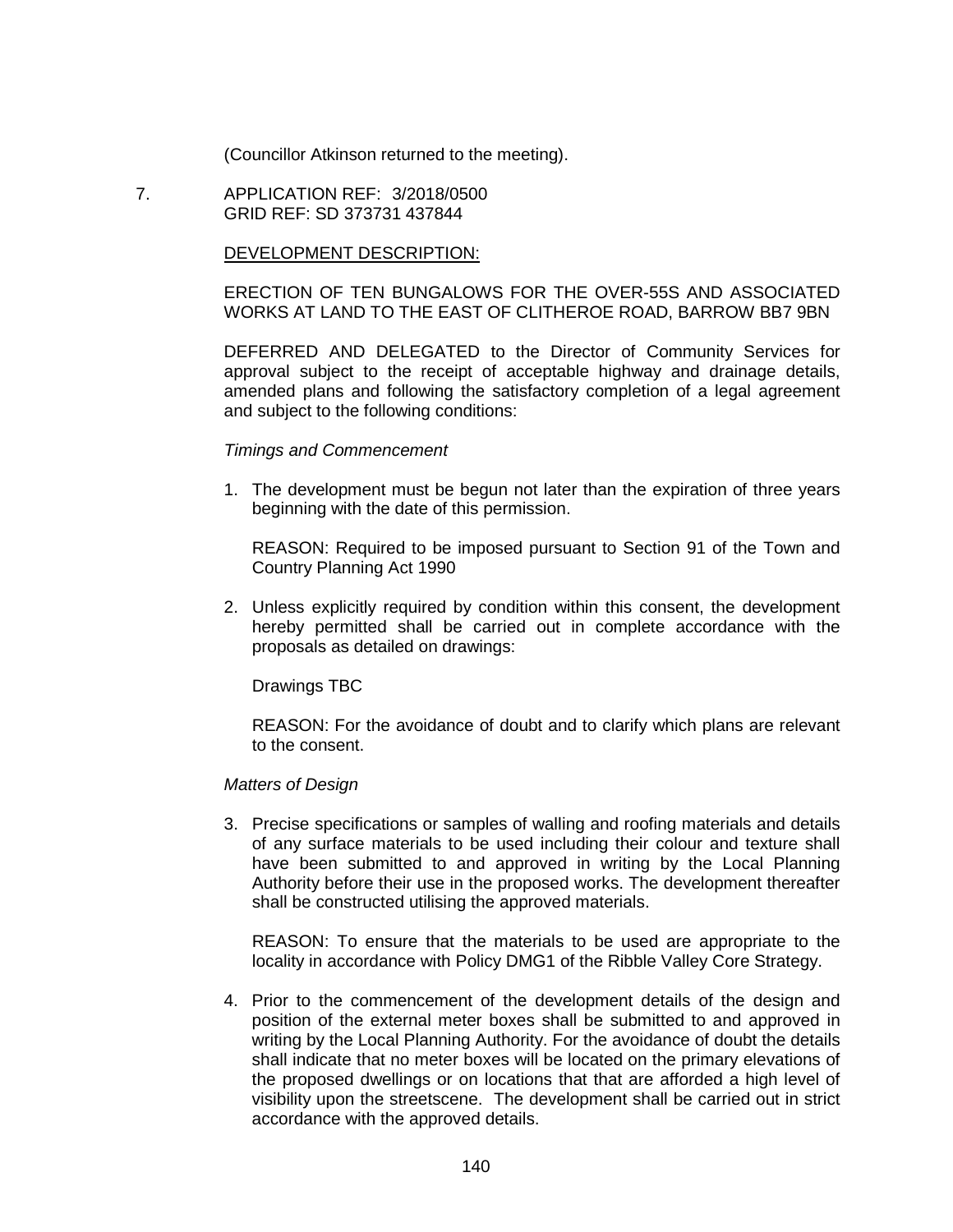(Councillor Atkinson returned to the meeting).

7. APPLICATION REF: 3/2018/0500
   GRID REF: SD 373731 437844

   DEVELOPMENT DESCRIPTION:

   ERECTION OF TEN BUNGALOWS FOR THE OVER-55S AND ASSOCIATED WORKS AT LAND TO THE EAST OF CLITHEROE ROAD, BARROW BB7 9BN

   DEFERRED AND DELEGATED to the Director of Community Services for approval subject to the receipt of acceptable highway and drainage details, amended plans and following the satisfactory completion of a legal agreement and subject to the following conditions:

   *Timings and Commencement*

   1. The development must be begun not later than the expiration of three years beginning with the date of this permission.

      REASON: Required to be imposed pursuant to Section 91 of the Town and Country Planning Act 1990

   2. Unless explicitly required by condition within this consent, the development hereby permitted shall be carried out in complete accordance with the proposals as detailed on drawings:

      Drawings TBC

      REASON: For the avoidance of doubt and to clarify which plans are relevant to the consent.

   *Matters of Design*

   3. Precise specifications or samples of walling and roofing materials and details of any surface materials to be used including their colour and texture shall have been submitted to and approved in writing by the Local Planning Authority before their use in the proposed works. The development thereafter shall be constructed utilising the approved materials.

      REASON: To ensure that the materials to be used are appropriate to the locality in accordance with Policy DMG1 of the Ribble Valley Core Strategy.

   4. Prior to the commencement of the development details of the design and position of the external meter boxes shall be submitted to and approved in writing by the Local Planning Authority. For the avoidance of doubt the details shall indicate that no meter boxes will be located on the primary elevations of the proposed dwellings or on locations that that are afforded a high level of visibility upon the streetscene. The development shall be carried out in strict accordance with the approved details.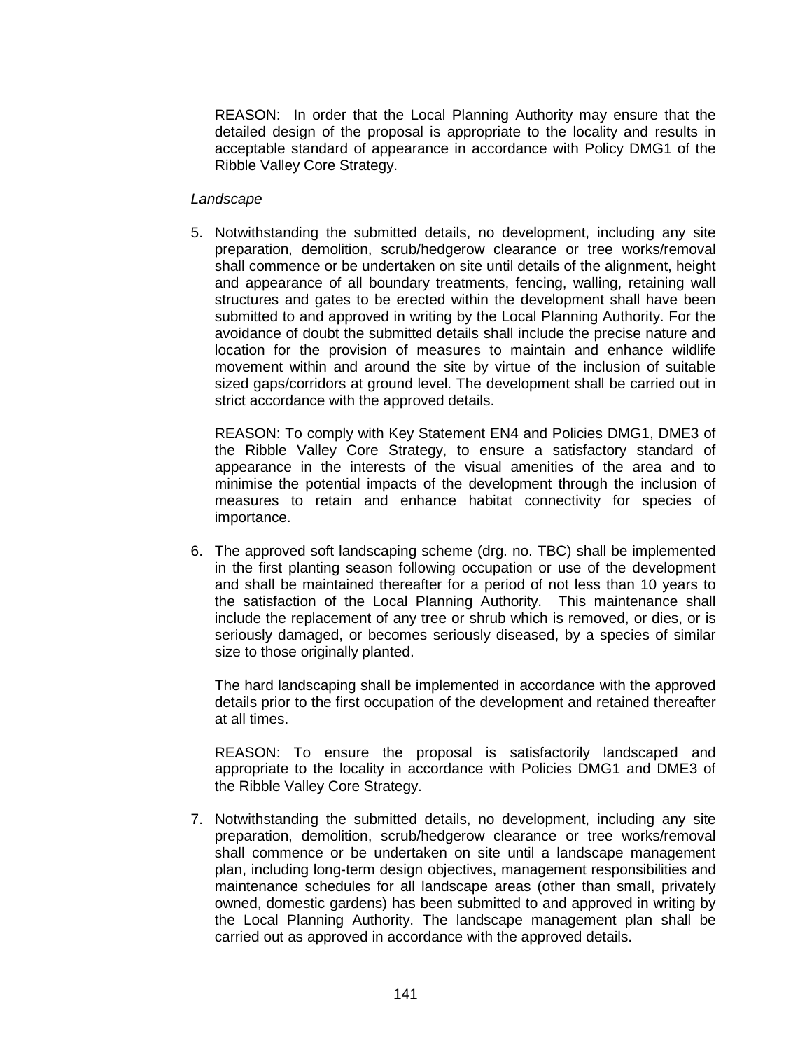REASON: In order that the Local Planning Authority may ensure that the detailed design of the proposal is appropriate to the locality and results in acceptable standard of appearance in accordance with Policy DMG1 of the Ribble Valley Core Strategy.

*Landscape*

5. Notwithstanding the submitted details, no development, including any site preparation, demolition, scrub/hedgerow clearance or tree works/removal shall commence or be undertaken on site until details of the alignment, height and appearance of all boundary treatments, fencing, walling, retaining wall structures and gates to be erected within the development shall have been submitted to and approved in writing by the Local Planning Authority. For the avoidance of doubt the submitted details shall include the precise nature and location for the provision of measures to maintain and enhance wildlife movement within and around the site by virtue of the inclusion of suitable sized gaps/corridors at ground level. The development shall be carried out in strict accordance with the approved details.

   REASON: To comply with Key Statement EN4 and Policies DMG1, DME3 of the Ribble Valley Core Strategy, to ensure a satisfactory standard of appearance in the interests of the visual amenities of the area and to minimise the potential impacts of the development through the inclusion of measures to retain and enhance habitat connectivity for species of importance.

6. The approved soft landscaping scheme (drg. no. TBC) shall be implemented in the first planting season following occupation or use of the development and shall be maintained thereafter for a period of not less than 10 years to the satisfaction of the Local Planning Authority. This maintenance shall include the replacement of any tree or shrub which is removed, or dies, or is seriously damaged, or becomes seriously diseased, by a species of similar size to those originally planted.

   The hard landscaping shall be implemented in accordance with the approved details prior to the first occupation of the development and retained thereafter at all times.

   REASON: To ensure the proposal is satisfactorily landscaped and appropriate to the locality in accordance with Policies DMG1 and DME3 of the Ribble Valley Core Strategy.

7. Notwithstanding the submitted details, no development, including any site preparation, demolition, scrub/hedgerow clearance or tree works/removal shall commence or be undertaken on site until a landscape management plan, including long-term design objectives, management responsibilities and maintenance schedules for all landscape areas (other than small, privately owned, domestic gardens) has been submitted to and approved in writing by the Local Planning Authority. The landscape management plan shall be carried out as approved in accordance with the approved details.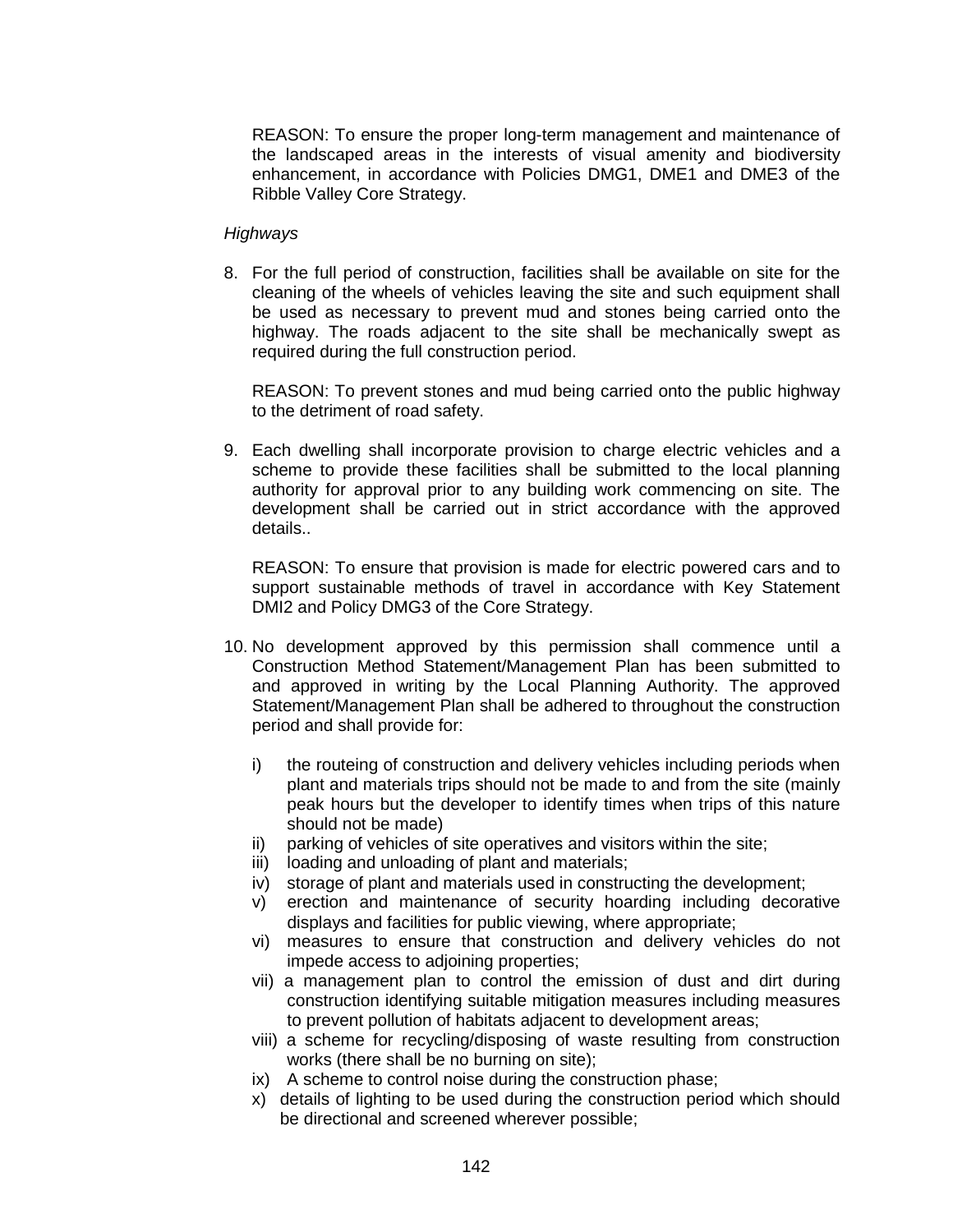REASON: To ensure the proper long-term management and maintenance of the landscaped areas in the interests of visual amenity and biodiversity enhancement, in accordance with Policies DMG1, DME1 and DME3 of the Ribble Valley Core Strategy.

*Highways*

8. For the full period of construction, facilities shall be available on site for the cleaning of the wheels of vehicles leaving the site and such equipment shall be used as necessary to prevent mud and stones being carried onto the highway. The roads adjacent to the site shall be mechanically swept as required during the full construction period.

   REASON: To prevent stones and mud being carried onto the public highway to the detriment of road safety.

9. Each dwelling shall incorporate provision to charge electric vehicles and a scheme to provide these facilities shall be submitted to the local planning authority for approval prior to any building work commencing on site. The development shall be carried out in strict accordance with the approved details..

   REASON: To ensure that provision is made for electric powered cars and to support sustainable methods of travel in accordance with Key Statement DMI2 and Policy DMG3 of the Core Strategy.

10. No development approved by this permission shall commence until a Construction Method Statement/Management Plan has been submitted to and approved in writing by the Local Planning Authority. The approved Statement/Management Plan shall be adhered to throughout the construction period and shall provide for:

    i) the routeing of construction and delivery vehicles including periods when plant and materials trips should not be made to and from the site (mainly peak hours but the developer to identify times when trips of this nature should not be made)
    ii) parking of vehicles of site operatives and visitors within the site;
    iii) loading and unloading of plant and materials;
    iv) storage of plant and materials used in constructing the development;
    v) erection and maintenance of security hoarding including decorative displays and facilities for public viewing, where appropriate;
    vi) measures to ensure that construction and delivery vehicles do not impede access to adjoining properties;
    vii) a management plan to control the emission of dust and dirt during construction identifying suitable mitigation measures including measures to prevent pollution of habitats adjacent to development areas;
    viii) a scheme for recycling/disposing of waste resulting from construction works (there shall be no burning on site);
    ix) A scheme to control noise during the construction phase;
    x) details of lighting to be used during the construction period which should be directional and screened wherever possible;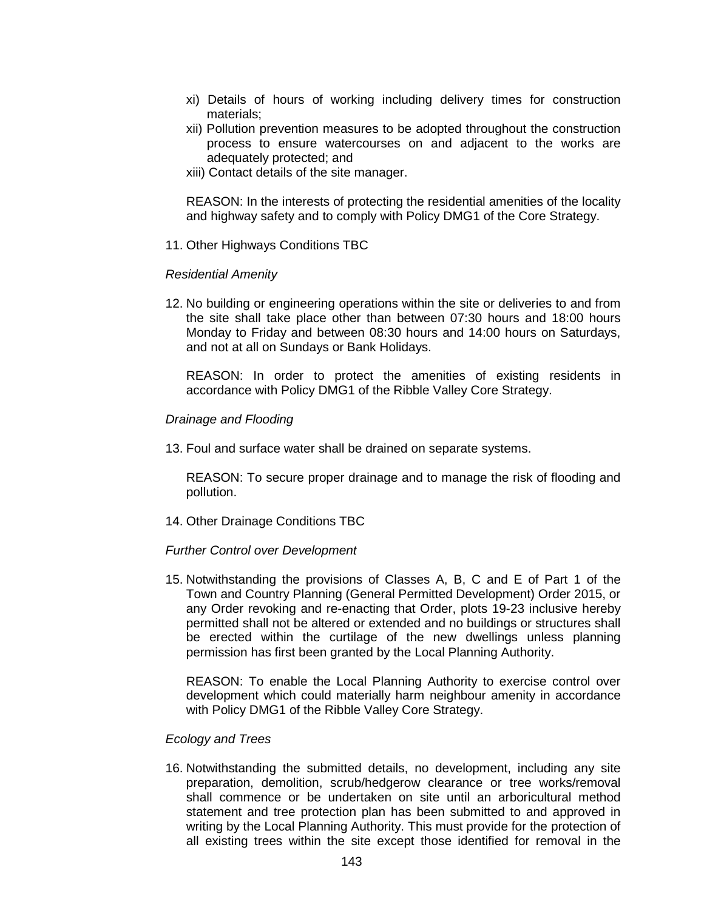xi) Details of hours of working including delivery times for construction materials;

xii) Pollution prevention measures to be adopted throughout the construction process to ensure watercourses on and adjacent to the works are adequately protected; and

xiii) Contact details of the site manager.

REASON: In the interests of protecting the residential amenities of the locality and highway safety and to comply with Policy DMG1 of the Core Strategy.

11. Other Highways Conditions TBC

*Residential Amenity*

12. No building or engineering operations within the site or deliveries to and from the site shall take place other than between 07:30 hours and 18:00 hours Monday to Friday and between 08:30 hours and 14:00 hours on Saturdays, and not at all on Sundays or Bank Holidays.

    REASON: In order to protect the amenities of existing residents in accordance with Policy DMG1 of the Ribble Valley Core Strategy.

*Drainage and Flooding*

13. Foul and surface water shall be drained on separate systems.

    REASON: To secure proper drainage and to manage the risk of flooding and pollution.

14. Other Drainage Conditions TBC

*Further Control over Development*

15. Notwithstanding the provisions of Classes A, B, C and E of Part 1 of the Town and Country Planning (General Permitted Development) Order 2015, or any Order revoking and re-enacting that Order, plots 19-23 inclusive hereby permitted shall not be altered or extended and no buildings or structures shall be erected within the curtilage of the new dwellings unless planning permission has first been granted by the Local Planning Authority.

    REASON: To enable the Local Planning Authority to exercise control over development which could materially harm neighbour amenity in accordance with Policy DMG1 of the Ribble Valley Core Strategy.

*Ecology and Trees*

16. Notwithstanding the submitted details, no development, including any site preparation, demolition, scrub/hedgerow clearance or tree works/removal shall commence or be undertaken on site until an arboricultural method statement and tree protection plan has been submitted to and approved in writing by the Local Planning Authority. This must provide for the protection of all existing trees within the site except those identified for removal in the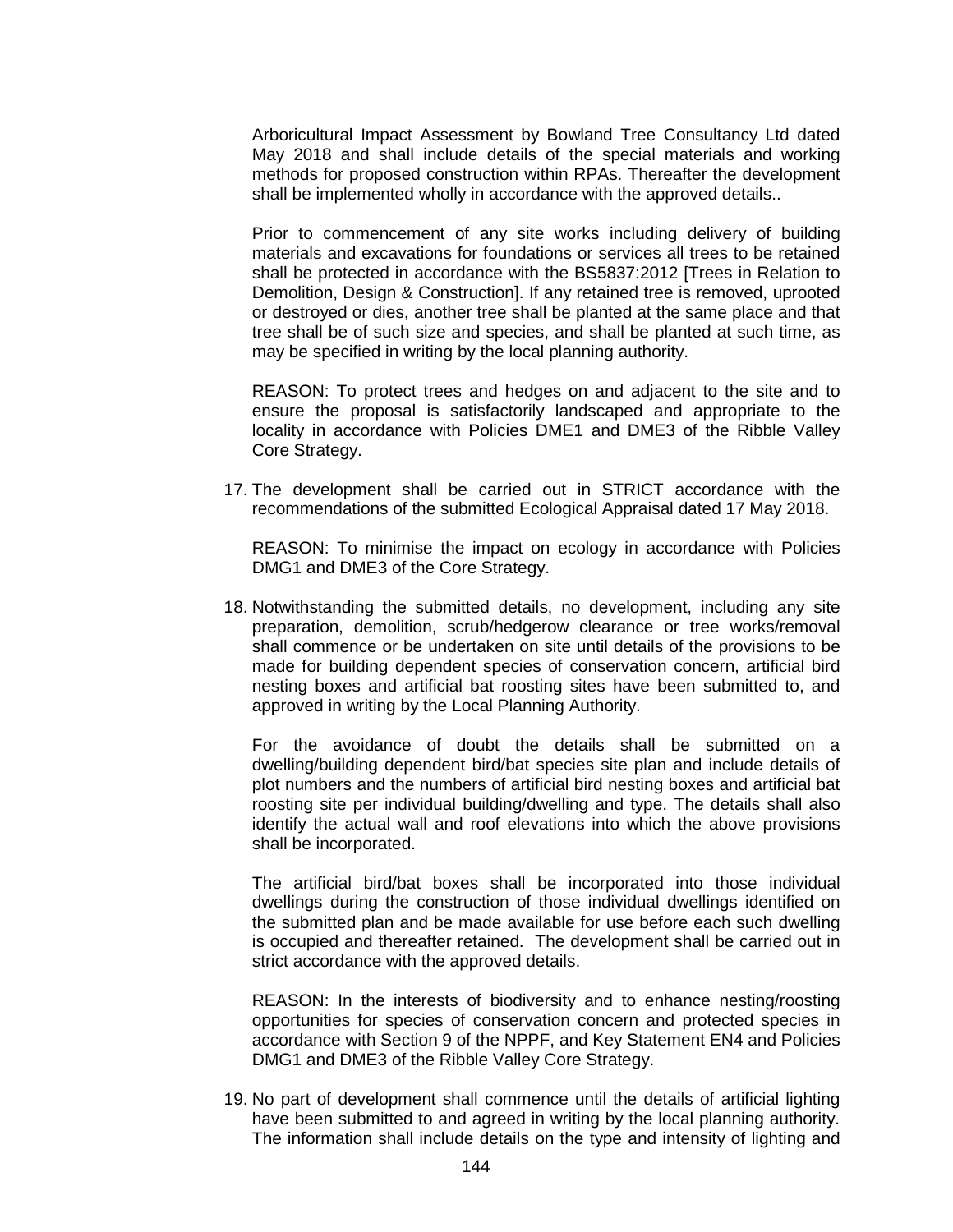Arboricultural Impact Assessment by Bowland Tree Consultancy Ltd dated May 2018 and shall include details of the special materials and working methods for proposed construction within RPAs. Thereafter the development shall be implemented wholly in accordance with the approved details..

Prior to commencement of any site works including delivery of building materials and excavations for foundations or services all trees to be retained shall be protected in accordance with the BS5837:2012 [Trees in Relation to Demolition, Design & Construction]. If any retained tree is removed, uprooted or destroyed or dies, another tree shall be planted at the same place and that tree shall be of such size and species, and shall be planted at such time, as may be specified in writing by the local planning authority.

REASON: To protect trees and hedges on and adjacent to the site and to ensure the proposal is satisfactorily landscaped and appropriate to the locality in accordance with Policies DME1 and DME3 of the Ribble Valley Core Strategy.

17. The development shall be carried out in STRICT accordance with the recommendations of the submitted Ecological Appraisal dated 17 May 2018.

    REASON: To minimise the impact on ecology in accordance with Policies DMG1 and DME3 of the Core Strategy.

18. Notwithstanding the submitted details, no development, including any site preparation, demolition, scrub/hedgerow clearance or tree works/removal shall commence or be undertaken on site until details of the provisions to be made for building dependent species of conservation concern, artificial bird nesting boxes and artificial bat roosting sites have been submitted to, and approved in writing by the Local Planning Authority.

    For the avoidance of doubt the details shall be submitted on a dwelling/building dependent bird/bat species site plan and include details of plot numbers and the numbers of artificial bird nesting boxes and artificial bat roosting site per individual building/dwelling and type. The details shall also identify the actual wall and roof elevations into which the above provisions shall be incorporated.

    The artificial bird/bat boxes shall be incorporated into those individual dwellings during the construction of those individual dwellings identified on the submitted plan and be made available for use before each such dwelling is occupied and thereafter retained. The development shall be carried out in strict accordance with the approved details.

    REASON: In the interests of biodiversity and to enhance nesting/roosting opportunities for species of conservation concern and protected species in accordance with Section 9 of the NPPF, and Key Statement EN4 and Policies DMG1 and DME3 of the Ribble Valley Core Strategy.

19. No part of development shall commence until the details of artificial lighting have been submitted to and agreed in writing by the local planning authority. The information shall include details on the type and intensity of lighting and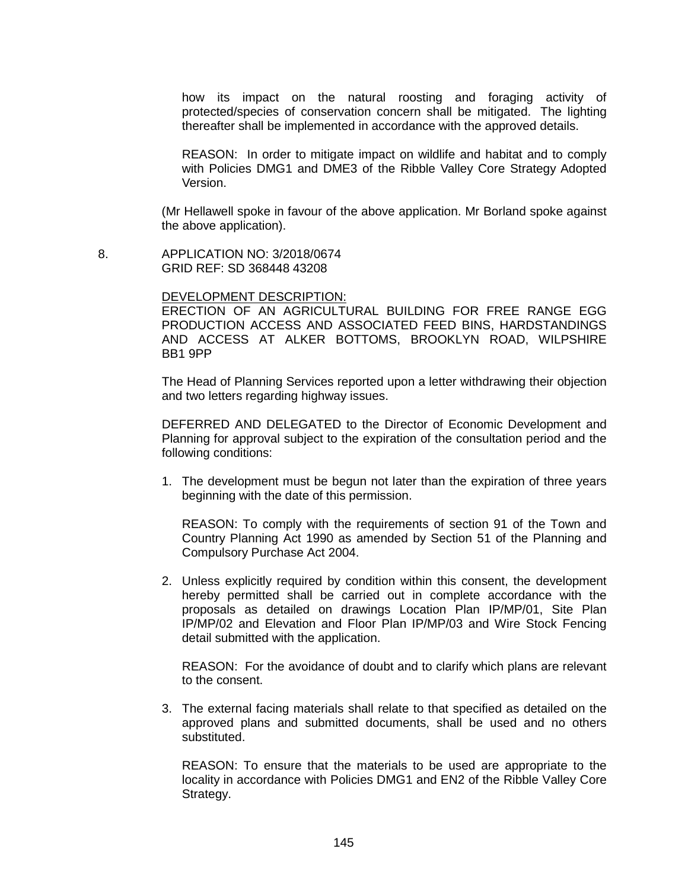how its impact on the natural roosting and foraging activity of protected/species of conservation concern shall be mitigated. The lighting thereafter shall be implemented in accordance with the approved details.

REASON: In order to mitigate impact on wildlife and habitat and to comply with Policies DMG1 and DME3 of the Ribble Valley Core Strategy Adopted Version.

(Mr Hellawell spoke in favour of the above application. Mr Borland spoke against the above application).

8. APPLICATION NO: 3/2018/0674
GRID REF: SD 368448 43208

DEVELOPMENT DESCRIPTION:
ERECTION OF AN AGRICULTURAL BUILDING FOR FREE RANGE EGG PRODUCTION ACCESS AND ASSOCIATED FEED BINS, HARDSTANDINGS AND ACCESS AT ALKER BOTTOMS, BROOKLYN ROAD, WILPSHIRE BB1 9PP

The Head of Planning Services reported upon a letter withdrawing their objection and two letters regarding highway issues.

DEFERRED AND DELEGATED to the Director of Economic Development and Planning for approval subject to the expiration of the consultation period and the following conditions:

1. The development must be begun not later than the expiration of three years beginning with the date of this permission.

   REASON: To comply with the requirements of section 91 of the Town and Country Planning Act 1990 as amended by Section 51 of the Planning and Compulsory Purchase Act 2004.

2. Unless explicitly required by condition within this consent, the development hereby permitted shall be carried out in complete accordance with the proposals as detailed on drawings Location Plan IP/MP/01, Site Plan IP/MP/02 and Elevation and Floor Plan IP/MP/03 and Wire Stock Fencing detail submitted with the application.

   REASON: For the avoidance of doubt and to clarify which plans are relevant to the consent.

3. The external facing materials shall relate to that specified as detailed on the approved plans and submitted documents, shall be used and no others substituted.

   REASON: To ensure that the materials to be used are appropriate to the locality in accordance with Policies DMG1 and EN2 of the Ribble Valley Core Strategy.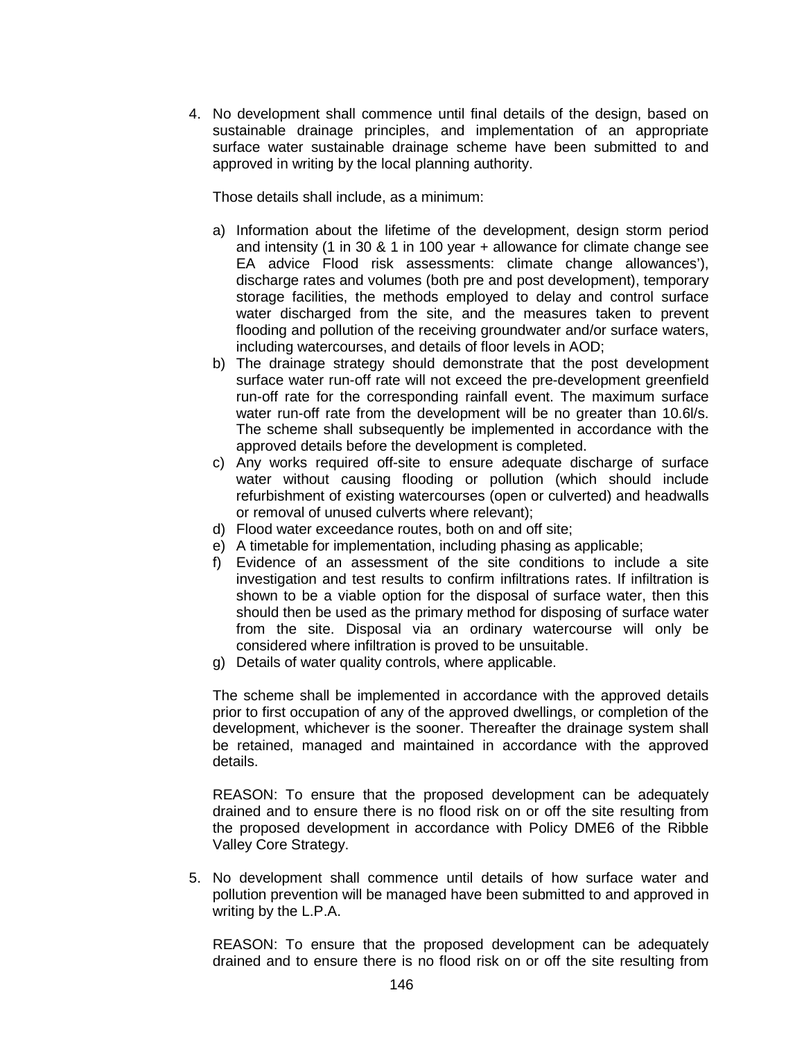4. No development shall commence until final details of the design, based on sustainable drainage principles, and implementation of an appropriate surface water sustainable drainage scheme have been submitted to and approved in writing by the local planning authority.

   Those details shall include, as a minimum:

   a) Information about the lifetime of the development, design storm period and intensity (1 in 30 & 1 in 100 year + allowance for climate change see EA advice Flood risk assessments: climate change allowances'), discharge rates and volumes (both pre and post development), temporary storage facilities, the methods employed to delay and control surface water discharged from the site, and the measures taken to prevent flooding and pollution of the receiving groundwater and/or surface waters, including watercourses, and details of floor levels in AOD;
   b) The drainage strategy should demonstrate that the post development surface water run-off rate will not exceed the pre-development greenfield run-off rate for the corresponding rainfall event. The maximum surface water run-off rate from the development will be no greater than 10.6l/s. The scheme shall subsequently be implemented in accordance with the approved details before the development is completed.
   c) Any works required off-site to ensure adequate discharge of surface water without causing flooding or pollution (which should include refurbishment of existing watercourses (open or culverted) and headwalls or removal of unused culverts where relevant);
   d) Flood water exceedance routes, both on and off site;
   e) A timetable for implementation, including phasing as applicable;
   f) Evidence of an assessment of the site conditions to include a site investigation and test results to confirm infiltrations rates. If infiltration is shown to be a viable option for the disposal of surface water, then this should then be used as the primary method for disposing of surface water from the site. Disposal via an ordinary watercourse will only be considered where infiltration is proved to be unsuitable.
   g) Details of water quality controls, where applicable.

   The scheme shall be implemented in accordance with the approved details prior to first occupation of any of the approved dwellings, or completion of the development, whichever is the sooner. Thereafter the drainage system shall be retained, managed and maintained in accordance with the approved details.

   REASON: To ensure that the proposed development can be adequately drained and to ensure there is no flood risk on or off the site resulting from the proposed development in accordance with Policy DME6 of the Ribble Valley Core Strategy.

5. No development shall commence until details of how surface water and pollution prevention will be managed have been submitted to and approved in writing by the L.P.A.

   REASON: To ensure that the proposed development can be adequately drained and to ensure there is no flood risk on or off the site resulting from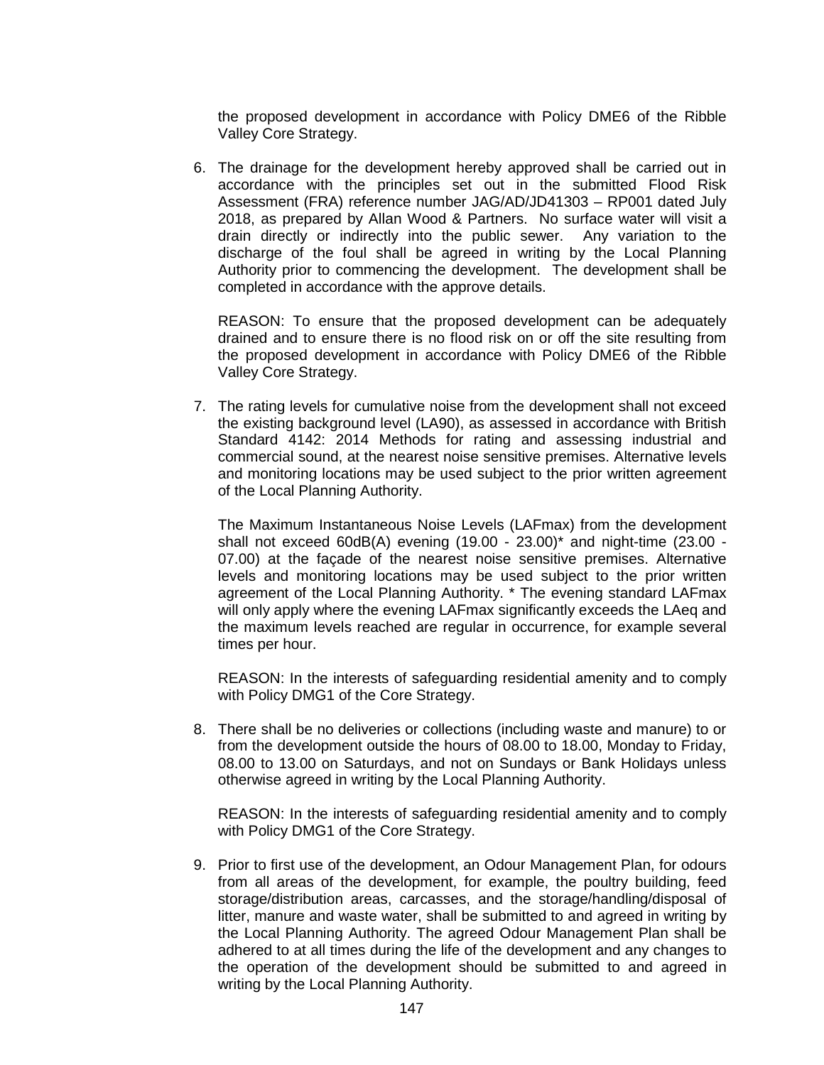the proposed development in accordance with Policy DME6 of the Ribble Valley Core Strategy.

6. The drainage for the development hereby approved shall be carried out in accordance with the principles set out in the submitted Flood Risk Assessment (FRA) reference number JAG/AD/JD41303 – RP001 dated July 2018, as prepared by Allan Wood & Partners. No surface water will visit a drain directly or indirectly into the public sewer. Any variation to the discharge of the foul shall be agreed in writing by the Local Planning Authority prior to commencing the development. The development shall be completed in accordance with the approve details.

   REASON: To ensure that the proposed development can be adequately drained and to ensure there is no flood risk on or off the site resulting from the proposed development in accordance with Policy DME6 of the Ribble Valley Core Strategy.

7. The rating levels for cumulative noise from the development shall not exceed the existing background level (LA90), as assessed in accordance with British Standard 4142: 2014 Methods for rating and assessing industrial and commercial sound, at the nearest noise sensitive premises. Alternative levels and monitoring locations may be used subject to the prior written agreement of the Local Planning Authority.

   The Maximum Instantaneous Noise Levels (LAFmax) from the development shall not exceed 60dB(A) evening (19.00 - 23.00)* and night-time (23.00 - 07.00) at the façade of the nearest noise sensitive premises. Alternative levels and monitoring locations may be used subject to the prior written agreement of the Local Planning Authority. * The evening standard LAFmax will only apply where the evening LAFmax significantly exceeds the LAeq and the maximum levels reached are regular in occurrence, for example several times per hour.

   REASON: In the interests of safeguarding residential amenity and to comply with Policy DMG1 of the Core Strategy.

8. There shall be no deliveries or collections (including waste and manure) to or from the development outside the hours of 08.00 to 18.00, Monday to Friday, 08.00 to 13.00 on Saturdays, and not on Sundays or Bank Holidays unless otherwise agreed in writing by the Local Planning Authority.

   REASON: In the interests of safeguarding residential amenity and to comply with Policy DMG1 of the Core Strategy.

9. Prior to first use of the development, an Odour Management Plan, for odours from all areas of the development, for example, the poultry building, feed storage/distribution areas, carcasses, and the storage/handling/disposal of litter, manure and waste water, shall be submitted to and agreed in writing by the Local Planning Authority. The agreed Odour Management Plan shall be adhered to at all times during the life of the development and any changes to the operation of the development should be submitted to and agreed in writing by the Local Planning Authority.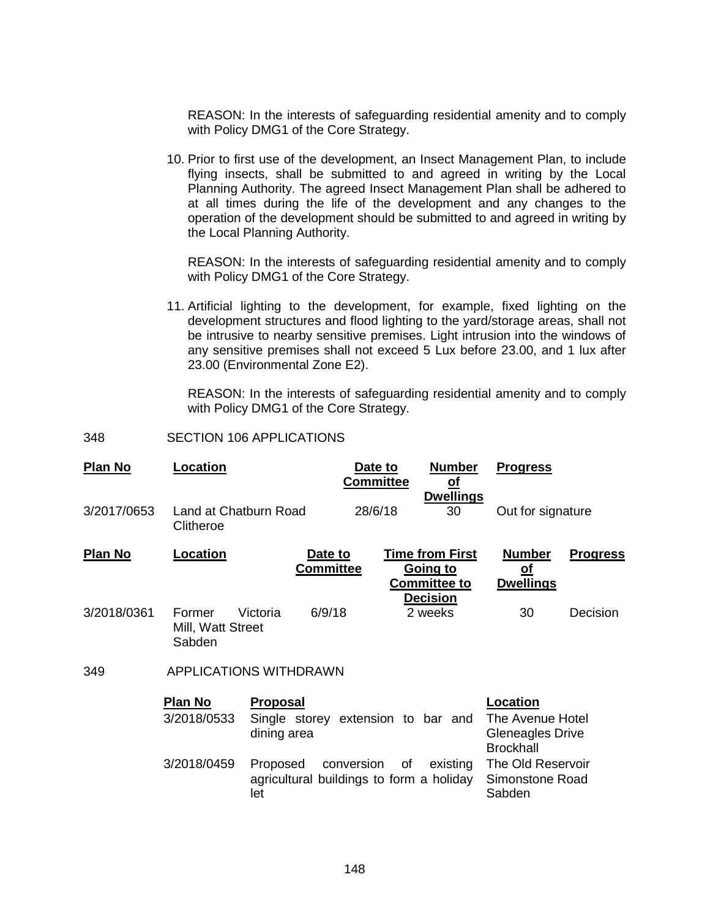REASON: In the interests of safeguarding residential amenity and to comply with Policy DMG1 of the Core Strategy.

10. Prior to first use of the development, an Insect Management Plan, to include flying insects, shall be submitted to and agreed in writing by the Local Planning Authority. The agreed Insect Management Plan shall be adhered to at all times during the life of the development and any changes to the operation of the development should be submitted to and agreed in writing by the Local Planning Authority.

    REASON: In the interests of safeguarding residential amenity and to comply with Policy DMG1 of the Core Strategy.

11. Artificial lighting to the development, for example, fixed lighting on the development structures and flood lighting to the yard/storage areas, shall not be intrusive to nearby sensitive premises. Light intrusion into the windows of any sensitive premises shall not exceed 5 Lux before 23.00, and 1 lux after 23.00 (Environmental Zone E2).

    REASON: In the interests of safeguarding residential amenity and to comply with Policy DMG1 of the Core Strategy.

348 SECTION 106 APPLICATIONS

| **Plan No** | **Location** | **Date to Committee** | **Number of Dwellings** | **Progress** |
|---|---|---|---|---|
| 3/2017/0653 | Land at Chatburn Road Clitheroe | 28/6/18 | 30 | Out for signature |

| **Plan No** | **Location** | **Date to Committee** | **Time from First Going to Committee to Decision** | **Number of Dwellings** | **Progress** |
|---|---|---|---|---|---|
| 3/2018/0361 | Former Victoria Mill, Watt Street Sabden | 6/9/18 | 2 weeks | 30 | Decision |

349 APPLICATIONS WITHDRAWN

| **Plan No** | **Proposal** | **Location** |
|---|---|---|
| 3/2018/0533 | Single storey extension to bar and dining area | The Avenue Hotel Gleneagles Drive Brockhall |
| 3/2018/0459 | Proposed conversion of existing agricultural buildings to form a holiday let | The Old Reservoir Simonstone Road Sabden |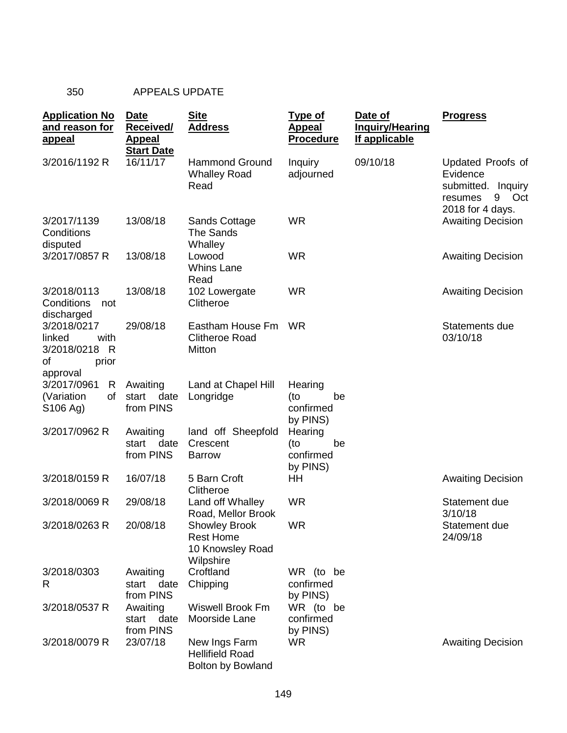350 APPEALS UPDATE

| Application No and reason for appeal | Date Received/ Appeal Start Date | Site Address | Type of Appeal Procedure | Date of Inquiry/Hearing If applicable | Progress |
|---|---|---|---|---|---|
| 3/2016/1192 R | 16/11/17 | Hammond Ground Whalley Road Read | Inquiry adjourned | 09/10/18 | Updated Proofs of Evidence submitted. Inquiry resumes 9 Oct 2018 for 4 days. |
| 3/2017/1139 Conditions disputed | 13/08/18 | Sands Cottage The Sands Whalley | WR | | Awaiting Decision |
| 3/2017/0857 R | 13/08/18 | Lowood Whins Lane Read | WR | | Awaiting Decision |
| 3/2018/0113 Conditions not discharged | 13/08/18 | 102 Lowergate Clitheroe | WR | | Awaiting Decision |
| 3/2018/0217 linked with 3/2018/0218 R of prior approval | 29/08/18 | Eastham House Fm Clitheroe Road Mitton | WR | | Statements due 03/10/18 |
| 3/2017/0961 R (Variation of S106 Ag) | Awaiting start date from PINS | Land at Chapel Hill Longridge | Hearing (to be confirmed by PINS) | | |
| 3/2017/0962 R | Awaiting start date from PINS | land off Sheepfold Crescent Barrow | Hearing (to be confirmed by PINS) | | |
| 3/2018/0159 R | 16/07/18 | 5 Barn Croft Clitheroe | HH | | Awaiting Decision |
| 3/2018/0069 R | 29/08/18 | Land off Whalley Road, Mellor Brook | WR | | Statement due 3/10/18 |
| 3/2018/0263 R | 20/08/18 | Showley Brook Rest Home 10 Knowsley Road Wilpshire | WR | | Statement due 24/09/18 |
| 3/2018/0303 R | Awaiting start date from PINS | Croftland Chipping | WR (to be confirmed by PINS) | | |
| 3/2018/0537 R | Awaiting start date from PINS | Wiswell Brook Fm Moorside Lane | WR (to be confirmed by PINS) | | |
| 3/2018/0079 R | 23/07/18 | New Ings Farm Hellifield Road Bolton by Bowland | WR | | Awaiting Decision |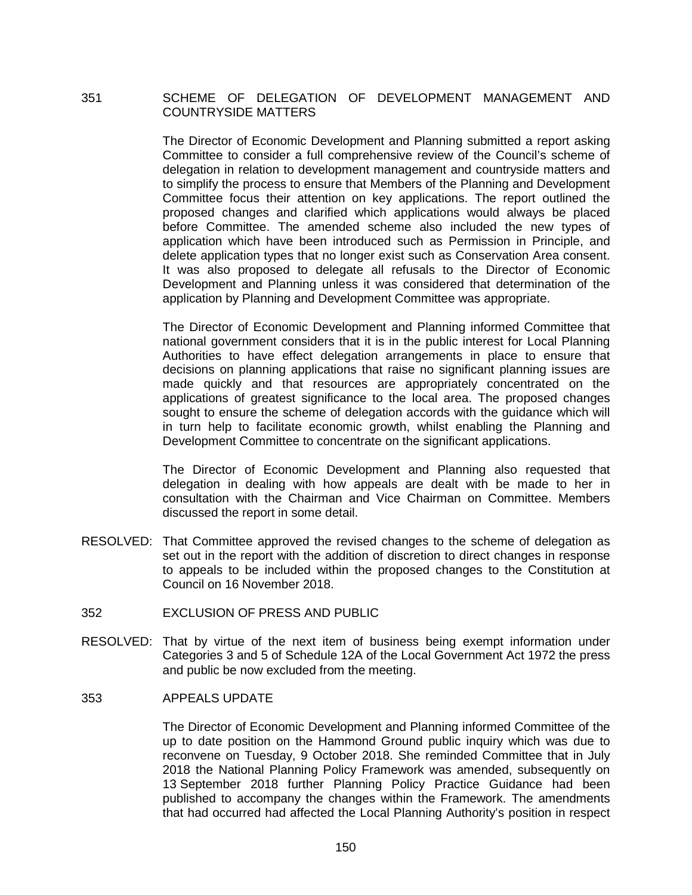351 SCHEME OF DELEGATION OF DEVELOPMENT MANAGEMENT AND COUNTRYSIDE MATTERS

The Director of Economic Development and Planning submitted a report asking Committee to consider a full comprehensive review of the Council's scheme of delegation in relation to development management and countryside matters and to simplify the process to ensure that Members of the Planning and Development Committee focus their attention on key applications. The report outlined the proposed changes and clarified which applications would always be placed before Committee. The amended scheme also included the new types of application which have been introduced such as Permission in Principle, and delete application types that no longer exist such as Conservation Area consent. It was also proposed to delegate all refusals to the Director of Economic Development and Planning unless it was considered that determination of the application by Planning and Development Committee was appropriate.

The Director of Economic Development and Planning informed Committee that national government considers that it is in the public interest for Local Planning Authorities to have effect delegation arrangements in place to ensure that decisions on planning applications that raise no significant planning issues are made quickly and that resources are appropriately concentrated on the applications of greatest significance to the local area. The proposed changes sought to ensure the scheme of delegation accords with the guidance which will in turn help to facilitate economic growth, whilst enabling the Planning and Development Committee to concentrate on the significant applications.

The Director of Economic Development and Planning also requested that delegation in dealing with how appeals are dealt with be made to her in consultation with the Chairman and Vice Chairman on Committee. Members discussed the report in some detail.

RESOLVED: That Committee approved the revised changes to the scheme of delegation as set out in the report with the addition of discretion to direct changes in response to appeals to be included within the proposed changes to the Constitution at Council on 16 November 2018.

352 EXCLUSION OF PRESS AND PUBLIC

RESOLVED: That by virtue of the next item of business being exempt information under Categories 3 and 5 of Schedule 12A of the Local Government Act 1972 the press and public be now excluded from the meeting.

353 APPEALS UPDATE

The Director of Economic Development and Planning informed Committee of the up to date position on the Hammond Ground public inquiry which was due to reconvene on Tuesday, 9 October 2018. She reminded Committee that in July 2018 the National Planning Policy Framework was amended, subsequently on 13 September 2018 further Planning Policy Practice Guidance had been published to accompany the changes within the Framework. The amendments that had occurred had affected the Local Planning Authority's position in respect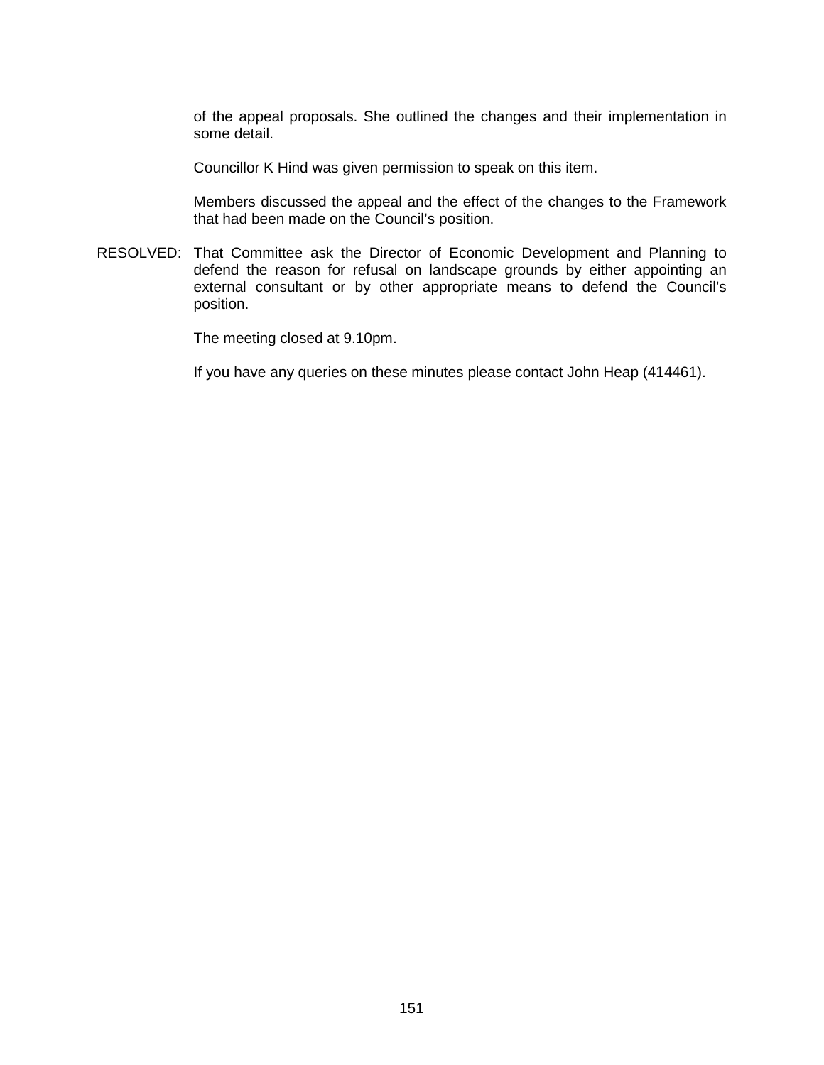of the appeal proposals. She outlined the changes and their implementation in some detail.

Councillor K Hind was given permission to speak on this item.

Members discussed the appeal and the effect of the changes to the Framework that had been made on the Council's position.

RESOLVED: That Committee ask the Director of Economic Development and Planning to defend the reason for refusal on landscape grounds by either appointing an external consultant or by other appropriate means to defend the Council's position.

The meeting closed at 9.10pm.

If you have any queries on these minutes please contact John Heap (414461).